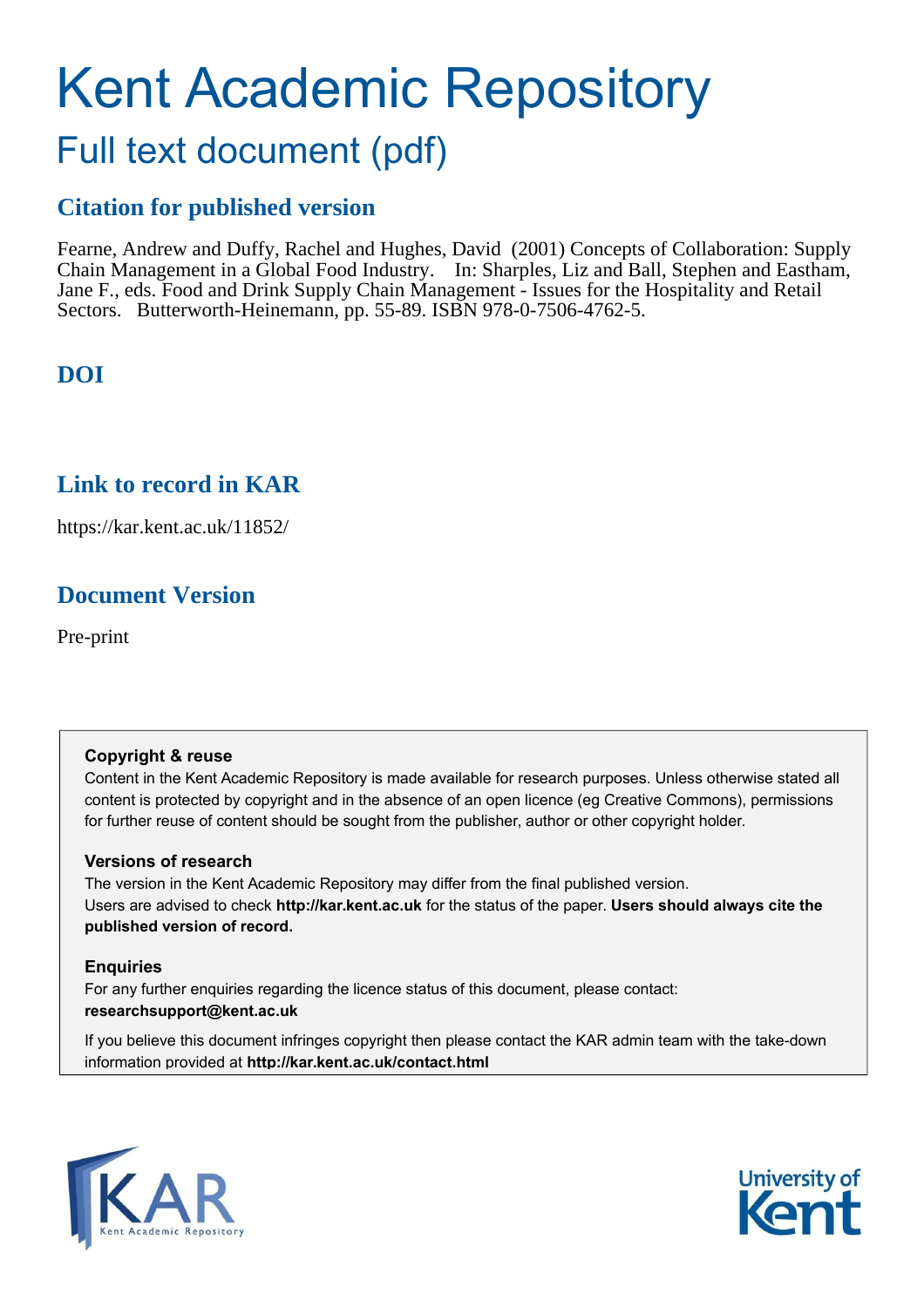# Kent Academic Repository

## Full text document (pdf)

### Citation for published version

Fearne, Andrew and Duffy, Rachel and Hughes, David (2001) Concepts of Collaboration: Supply Chain Management in a Global Food Industry. In: Sharples, Liz and Ball, Stephen and Eastham, Jane F., eds. Food and Drink Supply Chain Management - Issues for the Hospitality and Retail Sectors. Butterworth-Heinemann, pp. 55-89. ISBN 978-0-7506-4762-5.

### DOI

### Link to record in KAR

https://kar.kent.ac.uk/11852/

### Document Version

Pre-print

**Copyright & reuse**

Content in the Kent Academic Repository is made available for research purposes. Unless otherwise stated all content is protected by copyright and in the absence of an open licence (eg Creative Commons), permissions for further reuse of content should be sought from the publisher, author or other copyright holder.

**Versions of research**

The version in the Kent Academic Repository may differ from the final published version. Users are advised to check **http://kar.kent.ac.uk** for the status of the paper. **Users should always cite the published version of record.**

**Enquiries**

For any further enquiries regarding the licence status of this document, please contact: **researchsupport@kent.ac.uk**

If you believe this document infringes copyright then please contact the KAR admin team with the take-down information provided at **http://kar.kent.ac.uk/contact.html**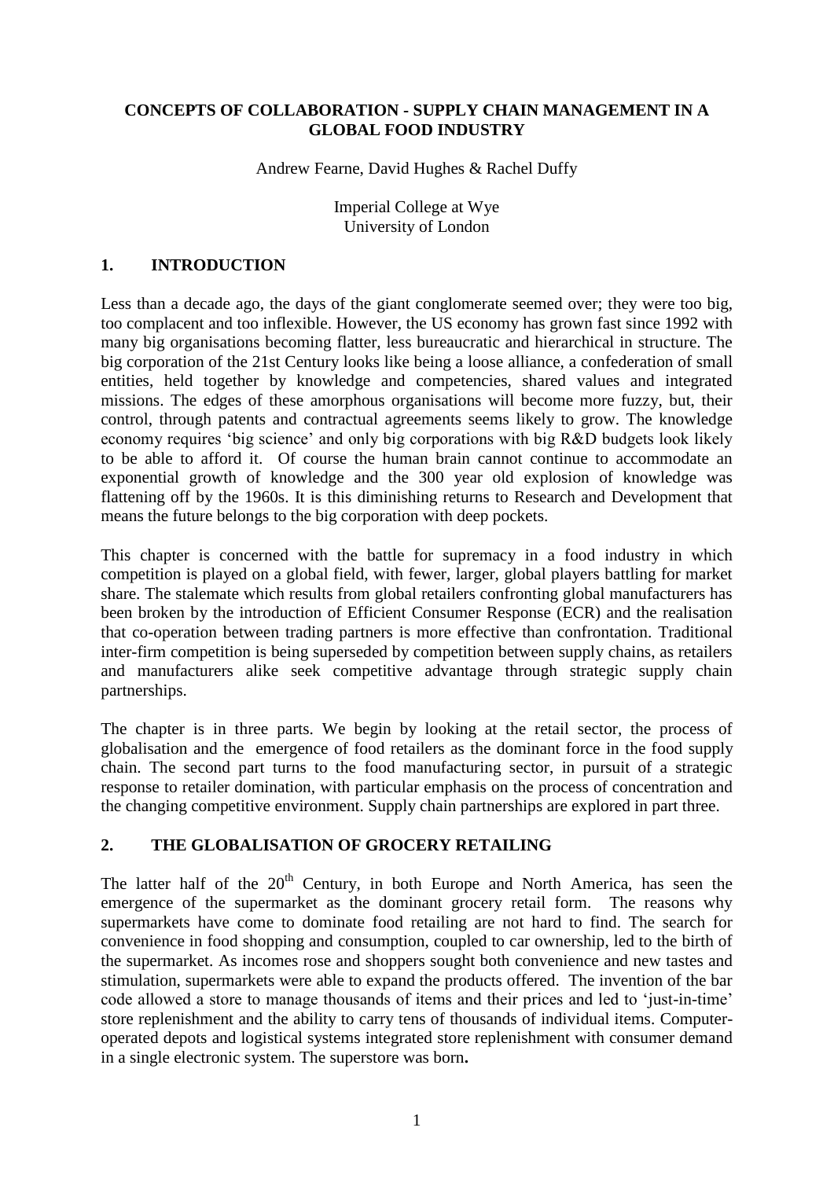**CONCEPTS OF COLLABORATION - SUPPLY CHAIN MANAGEMENT IN A GLOBAL FOOD INDUSTRY**

Andrew Fearne, David Hughes & Rachel Duffy

Imperial College at Wye
University of London

## 1. INTRODUCTION

Less than a decade ago, the days of the giant conglomerate seemed over; they were too big, too complacent and too inflexible. However, the US economy has grown fast since 1992 with many big organisations becoming flatter, less bureaucratic and hierarchical in structure. The big corporation of the 21st Century looks like being a loose alliance, a confederation of small entities, held together by knowledge and competencies, shared values and integrated missions. The edges of these amorphous organisations will become more fuzzy, but, their control, through patents and contractual agreements seems likely to grow. The knowledge economy requires 'big science' and only big corporations with big R&D budgets look likely to be able to afford it. Of course the human brain cannot continue to accommodate an exponential growth of knowledge and the 300 year old explosion of knowledge was flattening off by the 1960s. It is this diminishing returns to Research and Development that means the future belongs to the big corporation with deep pockets.

This chapter is concerned with the battle for supremacy in a food industry in which competition is played on a global field, with fewer, larger, global players battling for market share. The stalemate which results from global retailers confronting global manufacturers has been broken by the introduction of Efficient Consumer Response (ECR) and the realisation that co-operation between trading partners is more effective than confrontation. Traditional inter-firm competition is being superseded by competition between supply chains, as retailers and manufacturers alike seek competitive advantage through strategic supply chain partnerships.

The chapter is in three parts. We begin by looking at the retail sector, the process of globalisation and the emergence of food retailers as the dominant force in the food supply chain. The second part turns to the food manufacturing sector, in pursuit of a strategic response to retailer domination, with particular emphasis on the process of concentration and the changing competitive environment. Supply chain partnerships are explored in part three.

## 2. THE GLOBALISATION OF GROCERY RETAILING

The latter half of the 20th Century, in both Europe and North America, has seen the emergence of the supermarket as the dominant grocery retail form. The reasons why supermarkets have come to dominate food retailing are not hard to find. The search for convenience in food shopping and consumption, coupled to car ownership, led to the birth of the supermarket. As incomes rose and shoppers sought both convenience and new tastes and stimulation, supermarkets were able to expand the products offered. The invention of the bar code allowed a store to manage thousands of items and their prices and led to 'just-in-time' store replenishment and the ability to carry tens of thousands of individual items. Computer-operated depots and logistical systems integrated store replenishment with consumer demand in a single electronic system. The superstore was born.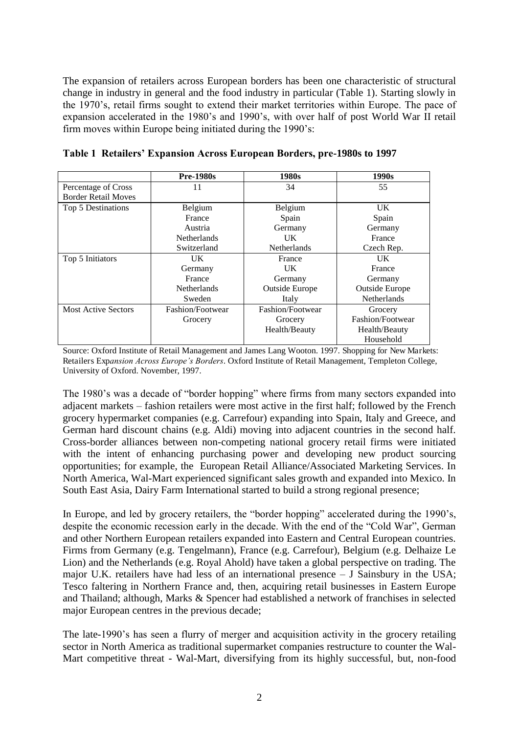The expansion of retailers across European borders has been one characteristic of structural change in industry in general and the food industry in particular (Table 1). Starting slowly in the 1970's, retail firms sought to extend their market territories within Europe. The pace of expansion accelerated in the 1980's and 1990's, with over half of post World War II retail firm moves within Europe being initiated during the 1990's:

**Table 1 Retailers' Expansion Across European Borders, pre-1980s to 1997**

| | **Pre-1980s** | **1980s** | **1990s** |
|---|---|---|---|
| Percentage of Cross Border Retail Moves | 11 | 34 | 55 |
| Top 5 Destinations | Belgium<br>France<br>Austria<br>Netherlands<br>Switzerland | Belgium<br>Spain<br>Germany<br>UK<br>Netherlands | UK<br>Spain<br>Germany<br>France<br>Czech Rep. |
| Top 5 Initiators | UK<br>Germany<br>France<br>Netherlands<br>Sweden | France<br>UK<br>Germany<br>Outside Europe<br>Italy | UK<br>France<br>Germany<br>Outside Europe<br>Netherlands |
| Most Active Sectors | Fashion/Footwear<br>Grocery | Fashion/Footwear<br>Grocery<br>Health/Beauty | Grocery<br>Fashion/Footwear<br>Health/Beauty<br>Household |

Source: Oxford Institute of Retail Management and James Lang Wooton. 1997. Shopping for New Markets: Retailers Exp*ansion Across Europe's Borders*. Oxford Institute of Retail Management, Templeton College, University of Oxford. November, 1997.

The 1980's was a decade of "border hopping" where firms from many sectors expanded into adjacent markets – fashion retailers were most active in the first half; followed by the French grocery hypermarket companies (e.g. Carrefour) expanding into Spain, Italy and Greece, and German hard discount chains (e.g. Aldi) moving into adjacent countries in the second half. Cross-border alliances between non-competing national grocery retail firms were initiated with the intent of enhancing purchasing power and developing new product sourcing opportunities; for example, the European Retail Alliance/Associated Marketing Services. In North America, Wal-Mart experienced significant sales growth and expanded into Mexico. In South East Asia, Dairy Farm International started to build a strong regional presence;

In Europe, and led by grocery retailers, the "border hopping" accelerated during the 1990's, despite the economic recession early in the decade. With the end of the "Cold War", German and other Northern European retailers expanded into Eastern and Central European countries. Firms from Germany (e.g. Tengelmann), France (e.g. Carrefour), Belgium (e.g. Delhaize Le Lion) and the Netherlands (e.g. Royal Ahold) have taken a global perspective on trading. The major U.K. retailers have had less of an international presence – J Sainsbury in the USA; Tesco faltering in Northern France and, then, acquiring retail businesses in Eastern Europe and Thailand; although, Marks & Spencer had established a network of franchises in selected major European centres in the previous decade;

The late-1990's has seen a flurry of merger and acquisition activity in the grocery retailing sector in North America as traditional supermarket companies restructure to counter the Wal-Mart competitive threat - Wal-Mart, diversifying from its highly successful, but, non-food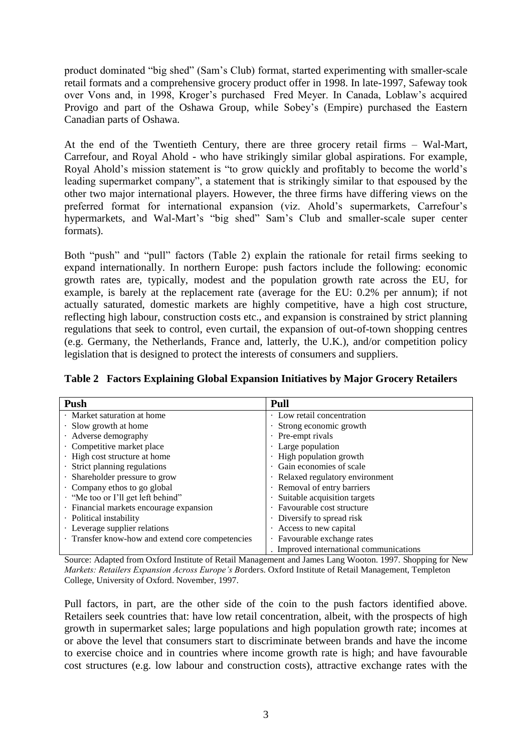product dominated "big shed" (Sam's Club) format, started experimenting with smaller-scale retail formats and a comprehensive grocery product offer in 1998. In late-1997, Safeway took over Vons and, in 1998, Kroger's purchased Fred Meyer. In Canada, Loblaw's acquired Provigo and part of the Oshawa Group, while Sobey's (Empire) purchased the Eastern Canadian parts of Oshawa.

At the end of the Twentieth Century, there are three grocery retail firms – Wal-Mart, Carrefour, and Royal Ahold - who have strikingly similar global aspirations. For example, Royal Ahold's mission statement is "to grow quickly and profitably to become the world's leading supermarket company", a statement that is strikingly similar to that espoused by the other two major international players. However, the three firms have differing views on the preferred format for international expansion (viz. Ahold's supermarkets, Carrefour's hypermarkets, and Wal-Mart's "big shed" Sam's Club and smaller-scale super center formats).

Both "push" and "pull" factors (Table 2) explain the rationale for retail firms seeking to expand internationally. In northern Europe: push factors include the following: economic growth rates are, typically, modest and the population growth rate across the EU, for example, is barely at the replacement rate (average for the EU: 0.2% per annum); if not actually saturated, domestic markets are highly competitive, have a high cost structure, reflecting high labour, construction costs etc., and expansion is constrained by strict planning regulations that seek to control, even curtail, the expansion of out-of-town shopping centres (e.g. Germany, the Netherlands, France and, latterly, the U.K.), and/or competition policy legislation that is designed to protect the interests of consumers and suppliers.

**Table 2 Factors Explaining Global Expansion Initiatives by Major Grocery Retailers**

| Push | Pull |
|---|---|
| · Market saturation at home | · Low retail concentration |
| · Slow growth at home | · Strong economic growth |
| · Adverse demography | · Pre-empt rivals |
| · Competitive market place | · Large population |
| · High cost structure at home | · High population growth |
| · Strict planning regulations | · Gain economies of scale |
| · Shareholder pressure to grow | · Relaxed regulatory environment |
| · Company ethos to go global | · Removal of entry barriers |
| · "Me too or I'll get left behind" | · Suitable acquisition targets |
| · Financial markets encourage expansion | · Favourable cost structure |
| · Political instability | · Diversify to spread risk |
| · Leverage supplier relations | · Access to new capital |
| · Transfer know-how and extend core competencies | · Favourable exchange rates |
| | . Improved international communications |

Source: Adapted from Oxford Institute of Retail Management and James Lang Wooton. 1997. Shopping for New *Markets: Retailers Expansion Across Europe's B*orders. Oxford Institute of Retail Management, Templeton College, University of Oxford. November, 1997.

Pull factors, in part, are the other side of the coin to the push factors identified above. Retailers seek countries that: have low retail concentration, albeit, with the prospects of high growth in supermarket sales; large populations and high population growth rate; incomes at or above the level that consumers start to discriminate between brands and have the income to exercise choice and in countries where income growth rate is high; and have favourable cost structures (e.g. low labour and construction costs), attractive exchange rates with the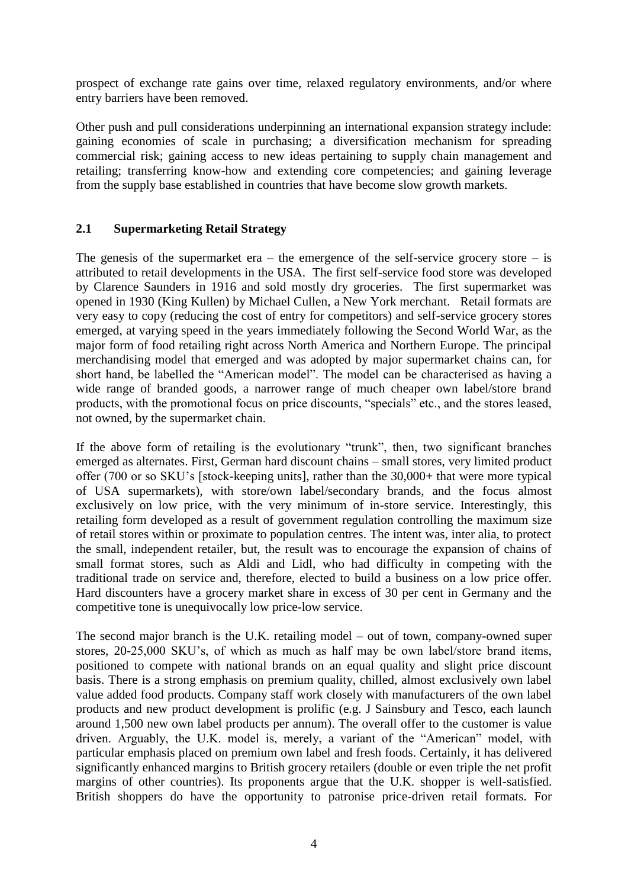prospect of exchange rate gains over time, relaxed regulatory environments, and/or where entry barriers have been removed.

Other push and pull considerations underpinning an international expansion strategy include: gaining economies of scale in purchasing; a diversification mechanism for spreading commercial risk; gaining access to new ideas pertaining to supply chain management and retailing; transferring know-how and extending core competencies; and gaining leverage from the supply base established in countries that have become slow growth markets.

## 2.1 Supermarketing Retail Strategy

The genesis of the supermarket era – the emergence of the self-service grocery store – is attributed to retail developments in the USA. The first self-service food store was developed by Clarence Saunders in 1916 and sold mostly dry groceries. The first supermarket was opened in 1930 (King Kullen) by Michael Cullen, a New York merchant. Retail formats are very easy to copy (reducing the cost of entry for competitors) and self-service grocery stores emerged, at varying speed in the years immediately following the Second World War, as the major form of food retailing right across North America and Northern Europe. The principal merchandising model that emerged and was adopted by major supermarket chains can, for short hand, be labelled the "American model". The model can be characterised as having a wide range of branded goods, a narrower range of much cheaper own label/store brand products, with the promotional focus on price discounts, "specials" etc., and the stores leased, not owned, by the supermarket chain.

If the above form of retailing is the evolutionary "trunk", then, two significant branches emerged as alternates. First, German hard discount chains – small stores, very limited product offer (700 or so SKU's [stock-keeping units], rather than the 30,000+ that were more typical of USA supermarkets), with store/own label/secondary brands, and the focus almost exclusively on low price, with the very minimum of in-store service. Interestingly, this retailing form developed as a result of government regulation controlling the maximum size of retail stores within or proximate to population centres. The intent was, inter alia, to protect the small, independent retailer, but, the result was to encourage the expansion of chains of small format stores, such as Aldi and Lidl, who had difficulty in competing with the traditional trade on service and, therefore, elected to build a business on a low price offer. Hard discounters have a grocery market share in excess of 30 per cent in Germany and the competitive tone is unequivocally low price-low service.

The second major branch is the U.K. retailing model – out of town, company-owned super stores, 20-25,000 SKU's, of which as much as half may be own label/store brand items, positioned to compete with national brands on an equal quality and slight price discount basis. There is a strong emphasis on premium quality, chilled, almost exclusively own label value added food products. Company staff work closely with manufacturers of the own label products and new product development is prolific (e.g. J Sainsbury and Tesco, each launch around 1,500 new own label products per annum). The overall offer to the customer is value driven. Arguably, the U.K. model is, merely, a variant of the "American" model, with particular emphasis placed on premium own label and fresh foods. Certainly, it has delivered significantly enhanced margins to British grocery retailers (double or even triple the net profit margins of other countries). Its proponents argue that the U.K. shopper is well-satisfied. British shoppers do have the opportunity to patronise price-driven retail formats. For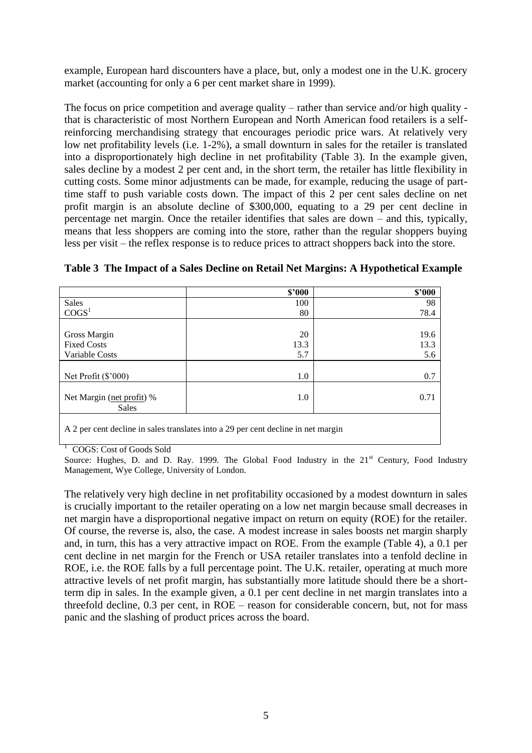example, European hard discounters have a place, but, only a modest one in the U.K. grocery market (accounting for only a 6 per cent market share in 1999).

The focus on price competition and average quality – rather than service and/or high quality - that is characteristic of most Northern European and North American food retailers is a self-reinforcing merchandising strategy that encourages periodic price wars. At relatively very low net profitability levels (i.e. 1-2%), a small downturn in sales for the retailer is translated into a disproportionately high decline in net profitability (Table 3). In the example given, sales decline by a modest 2 per cent and, in the short term, the retailer has little flexibility in cutting costs. Some minor adjustments can be made, for example, reducing the usage of part-time staff to push variable costs down. The impact of this 2 per cent sales decline on net profit margin is an absolute decline of \$300,000, equating to a 29 per cent decline in percentage net margin. Once the retailer identifies that sales are down – and this, typically, means that less shoppers are coming into the store, rather than the regular shoppers buying less per visit – the reflex response is to reduce prices to attract shoppers back into the store.

**Table 3 The Impact of a Sales Decline on Retail Net Margins: A Hypothetical Example**

| | **\$'000** | **\$'000** |
|---|---|---|
| Sales | 100 | 98 |
| COGS[1] | 80 | 78.4 |
| Gross Margin | 20 | 19.6 |
| Fixed Costs | 13.3 | 13.3 |
| Variable Costs | 5.7 | 5.6 |
| Net Profit (\$'000) | 1.0 | 0.7 |
| Net Margin (net profit) % Sales | 1.0 | 0.71 |
| A 2 per cent decline in sales translates into a 29 per cent decline in net margin | | |

[1] COGS: Cost of Goods Sold

Source: Hughes, D. and D. Ray. 1999. The Global Food Industry in the 21st Century, Food Industry Management, Wye College, University of London.

The relatively very high decline in net profitability occasioned by a modest downturn in sales is crucially important to the retailer operating on a low net margin because small decreases in net margin have a disproportional negative impact on return on equity (ROE) for the retailer. Of course, the reverse is, also, the case. A modest increase in sales boosts net margin sharply and, in turn, this has a very attractive impact on ROE. From the example (Table 4), a 0.1 per cent decline in net margin for the French or USA retailer translates into a tenfold decline in ROE, i.e. the ROE falls by a full percentage point. The U.K. retailer, operating at much more attractive levels of net profit margin, has substantially more latitude should there be a short-term dip in sales. In the example given, a 0.1 per cent decline in net margin translates into a threefold decline, 0.3 per cent, in ROE – reason for considerable concern, but, not for mass panic and the slashing of product prices across the board.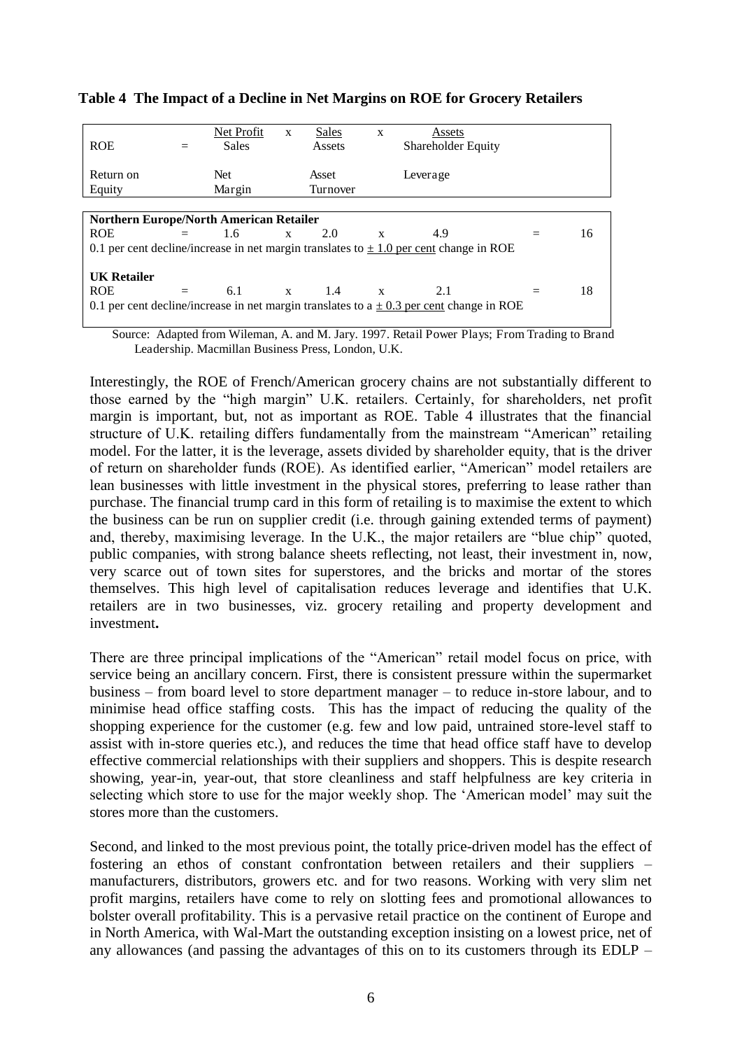**Table 4 The Impact of a Decline in Net Margins on ROE for Grocery Retailers**

| | | | | | | | | |
|---|---|---|---|---|---|---|---|---|
| ROE | = | Net Profit / Sales | x | Sales / Assets | x | Assets / Shareholder Equity | | |
| Return on Equity | | Net Margin | | Asset Turnover | | Leverage | | |
| **Northern Europe/North American Retailer** | | | | | | | | |
| ROE | = | 1.6 | x | 2.0 | x | 4.9 | = | 16 |
| 0.1 per cent decline/increase in net margin translates to ± 1.0 per cent change in ROE | | | | | | | | |
| **UK Retailer** | | | | | | | | |
| ROE | = | 6.1 | x | 1.4 | x | 2.1 | = | 18 |
| 0.1 per cent decline/increase in net margin translates to a ± 0.3 per cent change in ROE | | | | | | | | |

Source: Adapted from Wileman, A. and M. Jary. 1997. Retail Power Plays; From Trading to Brand Leadership. Macmillan Business Press, London, U.K.

Interestingly, the ROE of French/American grocery chains are not substantially different to those earned by the "high margin" U.K. retailers. Certainly, for shareholders, net profit margin is important, but, not as important as ROE. Table 4 illustrates that the financial structure of U.K. retailing differs fundamentally from the mainstream "American" retailing model. For the latter, it is the leverage, assets divided by shareholder equity, that is the driver of return on shareholder funds (ROE). As identified earlier, "American" model retailers are lean businesses with little investment in the physical stores, preferring to lease rather than purchase. The financial trump card in this form of retailing is to maximise the extent to which the business can be run on supplier credit (i.e. through gaining extended terms of payment) and, thereby, maximising leverage. In the U.K., the major retailers are "blue chip" quoted, public companies, with strong balance sheets reflecting, not least, their investment in, now, very scarce out of town sites for superstores, and the bricks and mortar of the stores themselves. This high level of capitalisation reduces leverage and identifies that U.K. retailers are in two businesses, viz. grocery retailing and property development and investment**.**

There are three principal implications of the "American" retail model focus on price, with service being an ancillary concern. First, there is consistent pressure within the supermarket business – from board level to store department manager – to reduce in-store labour, and to minimise head office staffing costs. This has the impact of reducing the quality of the shopping experience for the customer (e.g. few and low paid, untrained store-level staff to assist with in-store queries etc.), and reduces the time that head office staff have to develop effective commercial relationships with their suppliers and shoppers. This is despite research showing, year-in, year-out, that store cleanliness and staff helpfulness are key criteria in selecting which store to use for the major weekly shop. The 'American model' may suit the stores more than the customers.

Second, and linked to the most previous point, the totally price-driven model has the effect of fostering an ethos of constant confrontation between retailers and their suppliers – manufacturers, distributors, growers etc. and for two reasons. Working with very slim net profit margins, retailers have come to rely on slotting fees and promotional allowances to bolster overall profitability. This is a pervasive retail practice on the continent of Europe and in North America, with Wal-Mart the outstanding exception insisting on a lowest price, net of any allowances (and passing the advantages of this on to its customers through its EDLP –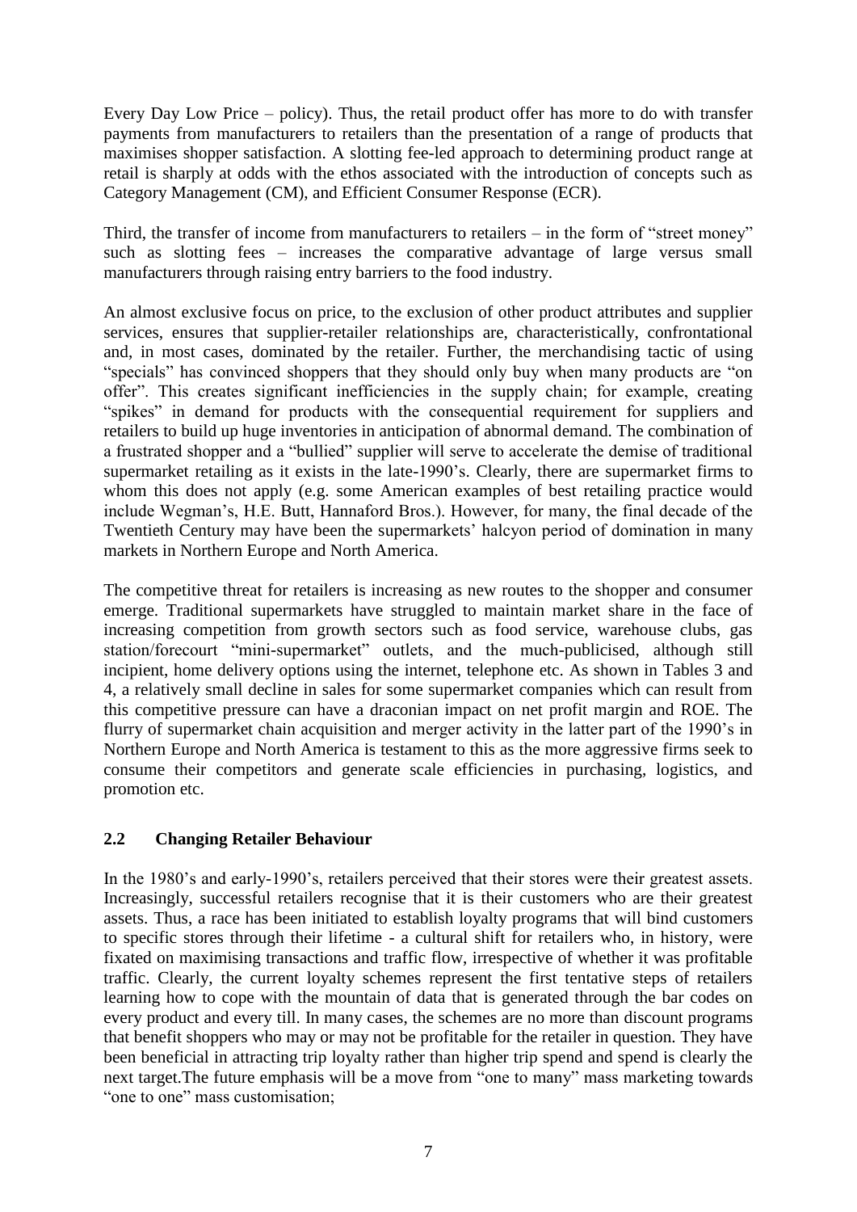Every Day Low Price – policy). Thus, the retail product offer has more to do with transfer payments from manufacturers to retailers than the presentation of a range of products that maximises shopper satisfaction. A slotting fee-led approach to determining product range at retail is sharply at odds with the ethos associated with the introduction of concepts such as Category Management (CM), and Efficient Consumer Response (ECR).

Third, the transfer of income from manufacturers to retailers – in the form of "street money" such as slotting fees – increases the comparative advantage of large versus small manufacturers through raising entry barriers to the food industry.

An almost exclusive focus on price, to the exclusion of other product attributes and supplier services, ensures that supplier-retailer relationships are, characteristically, confrontational and, in most cases, dominated by the retailer. Further, the merchandising tactic of using "specials" has convinced shoppers that they should only buy when many products are "on offer". This creates significant inefficiencies in the supply chain; for example, creating "spikes" in demand for products with the consequential requirement for suppliers and retailers to build up huge inventories in anticipation of abnormal demand. The combination of a frustrated shopper and a "bullied" supplier will serve to accelerate the demise of traditional supermarket retailing as it exists in the late-1990's. Clearly, there are supermarket firms to whom this does not apply (e.g. some American examples of best retailing practice would include Wegman's, H.E. Butt, Hannaford Bros.). However, for many, the final decade of the Twentieth Century may have been the supermarkets' halcyon period of domination in many markets in Northern Europe and North America.

The competitive threat for retailers is increasing as new routes to the shopper and consumer emerge. Traditional supermarkets have struggled to maintain market share in the face of increasing competition from growth sectors such as food service, warehouse clubs, gas station/forecourt "mini-supermarket" outlets, and the much-publicised, although still incipient, home delivery options using the internet, telephone etc. As shown in Tables 3 and 4, a relatively small decline in sales for some supermarket companies which can result from this competitive pressure can have a draconian impact on net profit margin and ROE. The flurry of supermarket chain acquisition and merger activity in the latter part of the 1990's in Northern Europe and North America is testament to this as the more aggressive firms seek to consume their competitors and generate scale efficiencies in purchasing, logistics, and promotion etc.

## 2.2 Changing Retailer Behaviour

In the 1980's and early-1990's, retailers perceived that their stores were their greatest assets. Increasingly, successful retailers recognise that it is their customers who are their greatest assets. Thus, a race has been initiated to establish loyalty programs that will bind customers to specific stores through their lifetime - a cultural shift for retailers who, in history, were fixated on maximising transactions and traffic flow, irrespective of whether it was profitable traffic. Clearly, the current loyalty schemes represent the first tentative steps of retailers learning how to cope with the mountain of data that is generated through the bar codes on every product and every till. In many cases, the schemes are no more than discount programs that benefit shoppers who may or may not be profitable for the retailer in question. They have been beneficial in attracting trip loyalty rather than higher trip spend and spend is clearly the next target.The future emphasis will be a move from "one to many" mass marketing towards "one to one" mass customisation;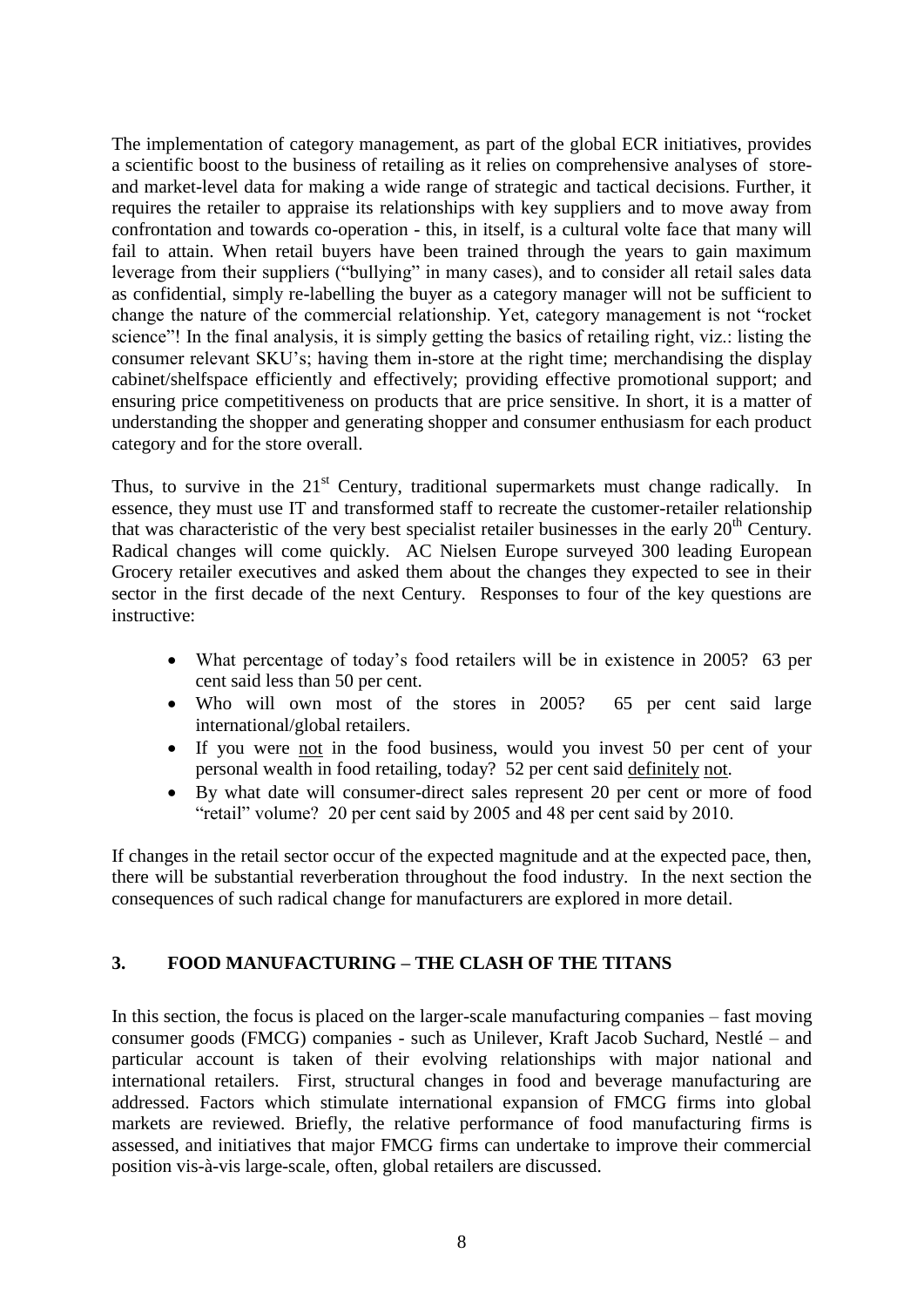The implementation of category management, as part of the global ECR initiatives, provides a scientific boost to the business of retailing as it relies on comprehensive analyses of store- and market-level data for making a wide range of strategic and tactical decisions. Further, it requires the retailer to appraise its relationships with key suppliers and to move away from confrontation and towards co-operation - this, in itself, is a cultural volte face that many will fail to attain. When retail buyers have been trained through the years to gain maximum leverage from their suppliers ("bullying" in many cases), and to consider all retail sales data as confidential, simply re-labelling the buyer as a category manager will not be sufficient to change the nature of the commercial relationship. Yet, category management is not "rocket science"! In the final analysis, it is simply getting the basics of retailing right, viz.: listing the consumer relevant SKU's; having them in-store at the right time; merchandising the display cabinet/shelfspace efficiently and effectively; providing effective promotional support; and ensuring price competitiveness on products that are price sensitive. In short, it is a matter of understanding the shopper and generating shopper and consumer enthusiasm for each product category and for the store overall.

Thus, to survive in the 21st Century, traditional supermarkets must change radically. In essence, they must use IT and transformed staff to recreate the customer-retailer relationship that was characteristic of the very best specialist retailer businesses in the early 20th Century. Radical changes will come quickly. AC Nielsen Europe surveyed 300 leading European Grocery retailer executives and asked them about the changes they expected to see in their sector in the first decade of the next Century. Responses to four of the key questions are instructive:

- What percentage of today's food retailers will be in existence in 2005? 63 per cent said less than 50 per cent.
- Who will own most of the stores in 2005? 65 per cent said large international/global retailers.
- If you were not in the food business, would you invest 50 per cent of your personal wealth in food retailing, today? 52 per cent said definitely not.
- By what date will consumer-direct sales represent 20 per cent or more of food "retail" volume? 20 per cent said by 2005 and 48 per cent said by 2010.

If changes in the retail sector occur of the expected magnitude and at the expected pace, then, there will be substantial reverberation throughout the food industry. In the next section the consequences of such radical change for manufacturers are explored in more detail.

## 3. FOOD MANUFACTURING – THE CLASH OF THE TITANS

In this section, the focus is placed on the larger-scale manufacturing companies – fast moving consumer goods (FMCG) companies - such as Unilever, Kraft Jacob Suchard, Nestlé – and particular account is taken of their evolving relationships with major national and international retailers. First, structural changes in food and beverage manufacturing are addressed. Factors which stimulate international expansion of FMCG firms into global markets are reviewed. Briefly, the relative performance of food manufacturing firms is assessed, and initiatives that major FMCG firms can undertake to improve their commercial position vis-à-vis large-scale, often, global retailers are discussed.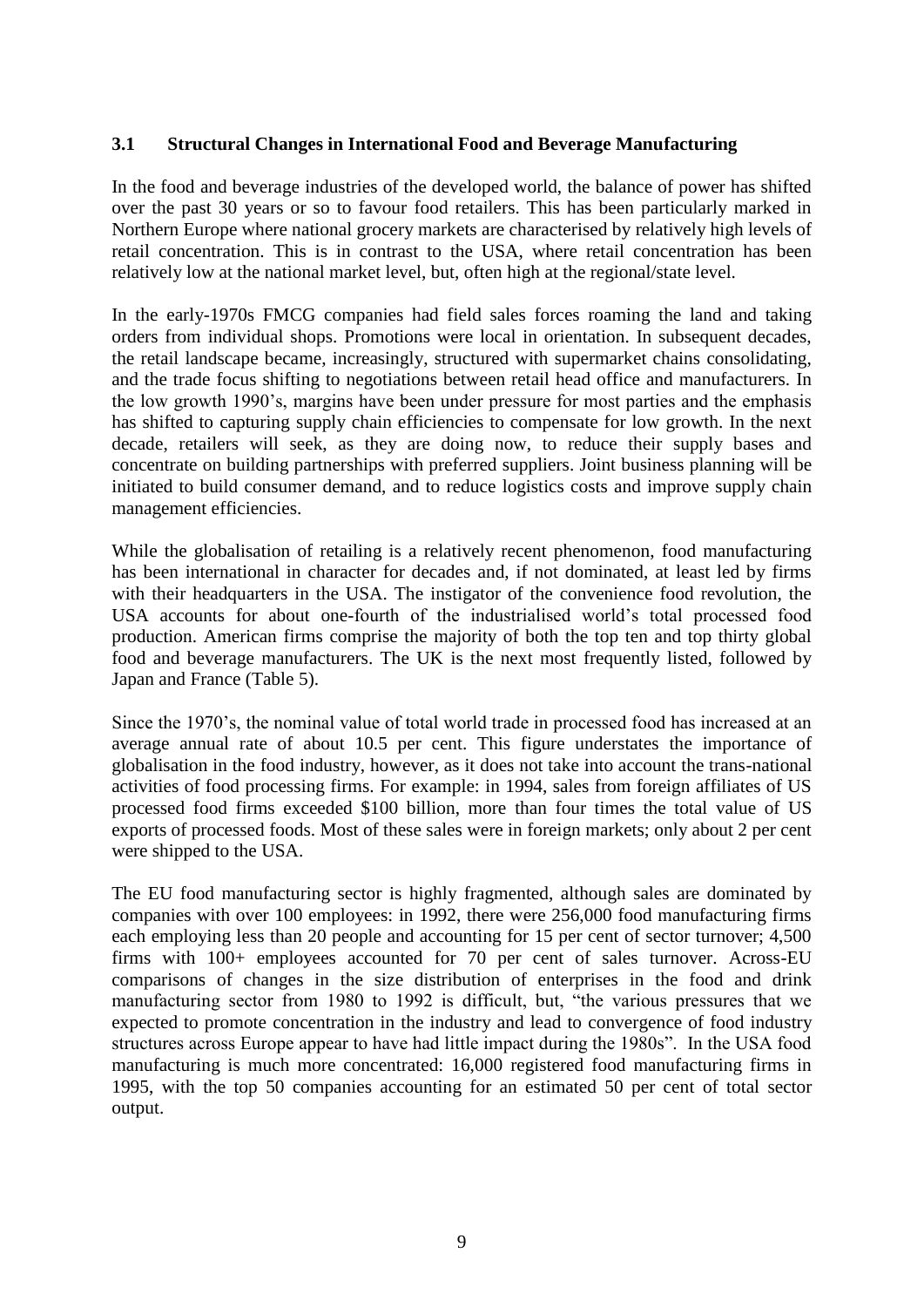### 3.1 Structural Changes in International Food and Beverage Manufacturing

In the food and beverage industries of the developed world, the balance of power has shifted over the past 30 years or so to favour food retailers. This has been particularly marked in Northern Europe where national grocery markets are characterised by relatively high levels of retail concentration. This is in contrast to the USA, where retail concentration has been relatively low at the national market level, but, often high at the regional/state level.

In the early-1970s FMCG companies had field sales forces roaming the land and taking orders from individual shops. Promotions were local in orientation. In subsequent decades, the retail landscape became, increasingly, structured with supermarket chains consolidating, and the trade focus shifting to negotiations between retail head office and manufacturers. In the low growth 1990's, margins have been under pressure for most parties and the emphasis has shifted to capturing supply chain efficiencies to compensate for low growth. In the next decade, retailers will seek, as they are doing now, to reduce their supply bases and concentrate on building partnerships with preferred suppliers. Joint business planning will be initiated to build consumer demand, and to reduce logistics costs and improve supply chain management efficiencies.

While the globalisation of retailing is a relatively recent phenomenon, food manufacturing has been international in character for decades and, if not dominated, at least led by firms with their headquarters in the USA. The instigator of the convenience food revolution, the USA accounts for about one-fourth of the industrialised world's total processed food production. American firms comprise the majority of both the top ten and top thirty global food and beverage manufacturers. The UK is the next most frequently listed, followed by Japan and France (Table 5).

Since the 1970's, the nominal value of total world trade in processed food has increased at an average annual rate of about 10.5 per cent. This figure understates the importance of globalisation in the food industry, however, as it does not take into account the trans-national activities of food processing firms. For example: in 1994, sales from foreign affiliates of US processed food firms exceeded $100 billion, more than four times the total value of US exports of processed foods. Most of these sales were in foreign markets; only about 2 per cent were shipped to the USA.

The EU food manufacturing sector is highly fragmented, although sales are dominated by companies with over 100 employees: in 1992, there were 256,000 food manufacturing firms each employing less than 20 people and accounting for 15 per cent of sector turnover; 4,500 firms with 100+ employees accounted for 70 per cent of sales turnover. Across-EU comparisons of changes in the size distribution of enterprises in the food and drink manufacturing sector from 1980 to 1992 is difficult, but, "the various pressures that we expected to promote concentration in the industry and lead to convergence of food industry structures across Europe appear to have had little impact during the 1980s". In the USA food manufacturing is much more concentrated: 16,000 registered food manufacturing firms in 1995, with the top 50 companies accounting for an estimated 50 per cent of total sector output.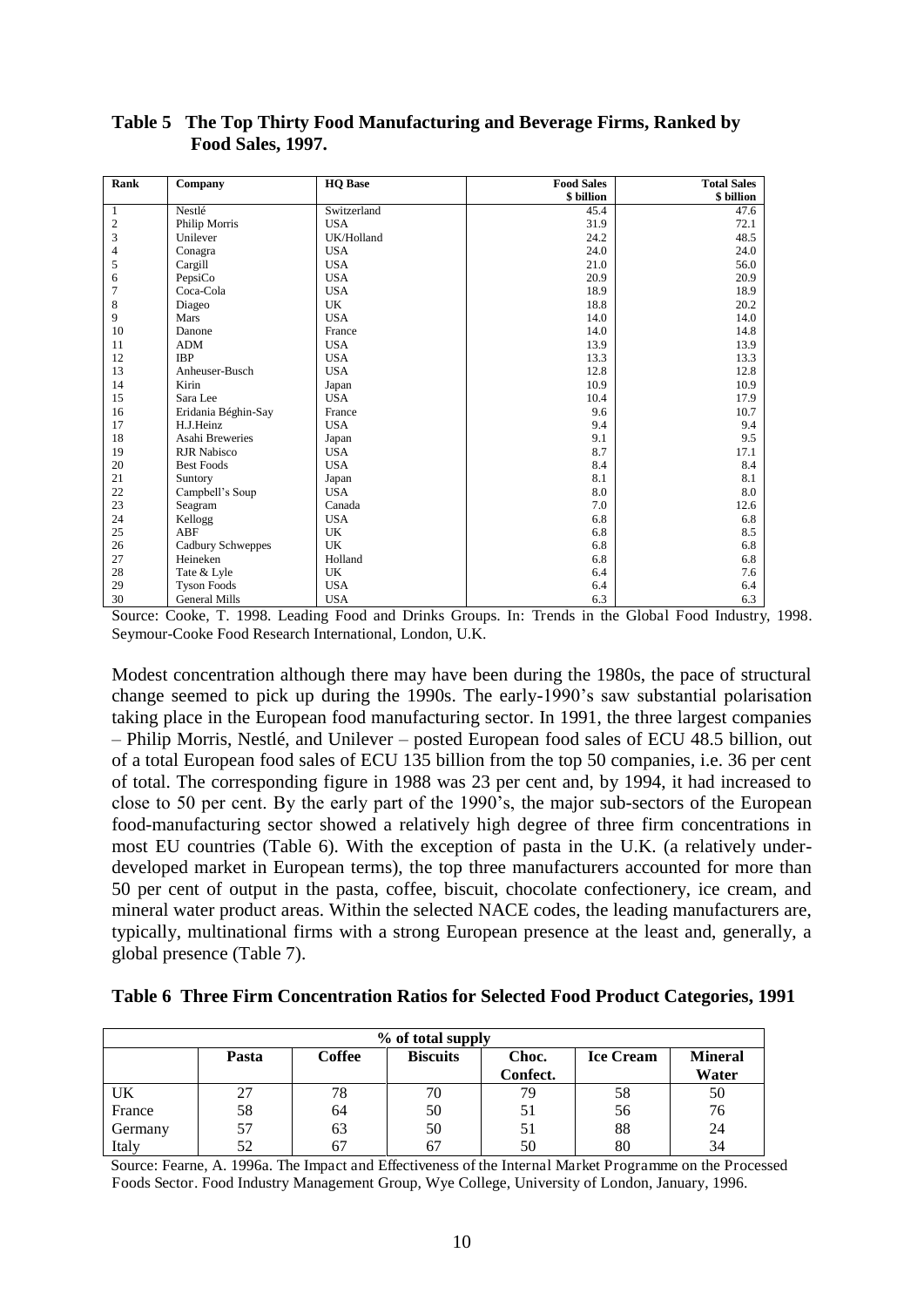**Table 5 The Top Thirty Food Manufacturing and Beverage Firms, Ranked by Food Sales, 1997.**

| Rank | Company | HQ Base | Food Sales $ billion | Total Sales $ billion |
|---|---|---|---|---|
| 1 | Nestlé | Switzerland | 45.4 | 47.6 |
| 2 | Philip Morris | USA | 31.9 | 72.1 |
| 3 | Unilever | UK/Holland | 24.2 | 48.5 |
| 4 | Conagra | USA | 24.0 | 24.0 |
| 5 | Cargill | USA | 21.0 | 56.0 |
| 6 | PepsiCo | USA | 20.9 | 20.9 |
| 7 | Coca-Cola | USA | 18.9 | 18.9 |
| 8 | Diageo | UK | 18.8 | 20.2 |
| 9 | Mars | USA | 14.0 | 14.0 |
| 10 | Danone | France | 14.0 | 14.8 |
| 11 | ADM | USA | 13.9 | 13.9 |
| 12 | IBP | USA | 13.3 | 13.3 |
| 13 | Anheuser-Busch | USA | 12.8 | 12.8 |
| 14 | Kirin | Japan | 10.9 | 10.9 |
| 15 | Sara Lee | USA | 10.4 | 17.9 |
| 16 | Eridania Béghin-Say | France | 9.6 | 10.7 |
| 17 | H.J.Heinz | USA | 9.4 | 9.4 |
| 18 | Asahi Breweries | Japan | 9.1 | 9.5 |
| 19 | RJR Nabisco | USA | 8.7 | 17.1 |
| 20 | Best Foods | USA | 8.4 | 8.4 |
| 21 | Suntory | Japan | 8.1 | 8.1 |
| 22 | Campbell's Soup | USA | 8.0 | 8.0 |
| 23 | Seagram | Canada | 7.0 | 12.6 |
| 24 | Kellogg | USA | 6.8 | 6.8 |
| 25 | ABF | UK | 6.8 | 8.5 |
| 26 | Cadbury Schweppes | UK | 6.8 | 6.8 |
| 27 | Heineken | Holland | 6.8 | 6.8 |
| 28 | Tate & Lyle | UK | 6.4 | 7.6 |
| 29 | Tyson Foods | USA | 6.4 | 6.4 |
| 30 | General Mills | USA | 6.3 | 6.3 |

Source: Cooke, T. 1998. Leading Food and Drinks Groups. In: Trends in the Global Food Industry, 1998. Seymour-Cooke Food Research International, London, U.K.

Modest concentration although there may have been during the 1980s, the pace of structural change seemed to pick up during the 1990s. The early-1990's saw substantial polarisation taking place in the European food manufacturing sector. In 1991, the three largest companies – Philip Morris, Nestlé, and Unilever – posted European food sales of ECU 48.5 billion, out of a total European food sales of ECU 135 billion from the top 50 companies, i.e. 36 per cent of total. The corresponding figure in 1988 was 23 per cent and, by 1994, it had increased to close to 50 per cent. By the early part of the 1990's, the major sub-sectors of the European food-manufacturing sector showed a relatively high degree of three firm concentrations in most EU countries (Table 6). With the exception of pasta in the U.K. (a relatively under-developed market in European terms), the top three manufacturers accounted for more than 50 per cent of output in the pasta, coffee, biscuit, chocolate confectionery, ice cream, and mineral water product areas. Within the selected NACE codes, the leading manufacturers are, typically, multinational firms with a strong European presence at the least and, generally, a global presence (Table 7).

**Table 6 Three Firm Concentration Ratios for Selected Food Product Categories, 1991**

| | % of total supply | | | | | |
|---|---|---|---|---|---|---|
| | Pasta | Coffee | Biscuits | Choc. Confect. | Ice Cream | Mineral Water |
| UK | 27 | 78 | 70 | 79 | 58 | 50 |
| France | 58 | 64 | 50 | 51 | 56 | 76 |
| Germany | 57 | 63 | 50 | 51 | 88 | 24 |
| Italy | 52 | 67 | 67 | 50 | 80 | 34 |

Source: Fearne, A. 1996a. The Impact and Effectiveness of the Internal Market Programme on the Processed Foods Sector. Food Industry Management Group, Wye College, University of London, January, 1996.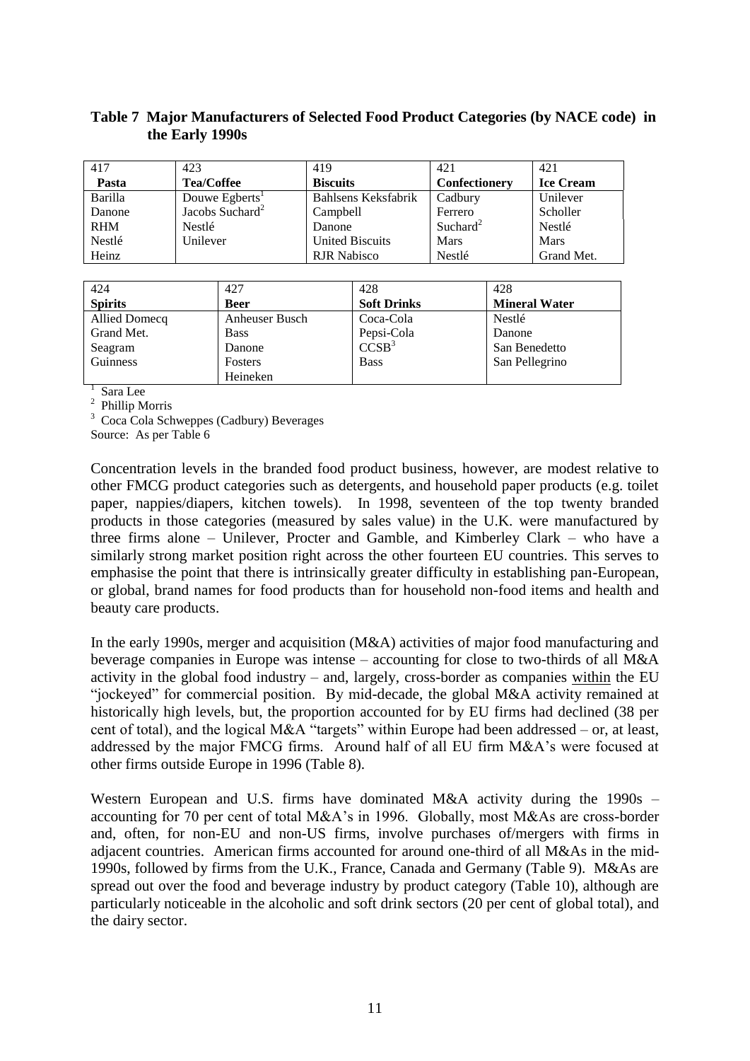**Table 7 Major Manufacturers of Selected Food Product Categories (by NACE code) in the Early 1990s**

| 417 | 423 | 419 | 421 | 421 |
|---|---|---|---|---|
| **Pasta** | **Tea/Coffee** | **Biscuits** | **Confectionery** | **Ice Cream** |
| Barilla | Douwe Egberts[1] | Bahlsens Keksfabrik | Cadbury | Unilever |
| Danone | Jacobs Suchard[2] | Campbell | Ferrero | Scholler |
| RHM | Nestlé | Danone | Suchard[2] | Nestlé |
| Nestlé | Unilever | United Biscuits | Mars | Mars |
| Heinz | | RJR Nabisco | Nestlé | Grand Met. |

| 424 | 427 | 428 | 428 |
|---|---|---|---|
| **Spirits** | **Beer** | **Soft Drinks** | **Mineral Water** |
| Allied Domecq | Anheuser Busch | Coca-Cola | Nestlé |
| Grand Met. | Bass | Pepsi-Cola | Danone |
| Seagram | Danone | CCSB[3] | San Benedetto |
| Guinness | Fosters | Bass | San Pellegrino |
| | Heineken | | |

[1] Sara Lee
[2] Phillip Morris
[3] Coca Cola Schweppes (Cadbury) Beverages
Source: As per Table 6

Concentration levels in the branded food product business, however, are modest relative to other FMCG product categories such as detergents, and household paper products (e.g. toilet paper, nappies/diapers, kitchen towels). In 1998, seventeen of the top twenty branded products in those categories (measured by sales value) in the U.K. were manufactured by three firms alone – Unilever, Procter and Gamble, and Kimberley Clark – who have a similarly strong market position right across the other fourteen EU countries. This serves to emphasise the point that there is intrinsically greater difficulty in establishing pan-European, or global, brand names for food products than for household non-food items and health and beauty care products.

In the early 1990s, merger and acquisition (M&A) activities of major food manufacturing and beverage companies in Europe was intense – accounting for close to two-thirds of all M&A activity in the global food industry – and, largely, cross-border as companies within the EU "jockeyed" for commercial position. By mid-decade, the global M&A activity remained at historically high levels, but, the proportion accounted for by EU firms had declined (38 per cent of total), and the logical M&A "targets" within Europe had been addressed – or, at least, addressed by the major FMCG firms. Around half of all EU firm M&A's were focused at other firms outside Europe in 1996 (Table 8).

Western European and U.S. firms have dominated M&A activity during the 1990s – accounting for 70 per cent of total M&A's in 1996. Globally, most M&As are cross-border and, often, for non-EU and non-US firms, involve purchases of/mergers with firms in adjacent countries. American firms accounted for around one-third of all M&As in the mid-1990s, followed by firms from the U.K., France, Canada and Germany (Table 9). M&As are spread out over the food and beverage industry by product category (Table 10), although are particularly noticeable in the alcoholic and soft drink sectors (20 per cent of global total), and the dairy sector.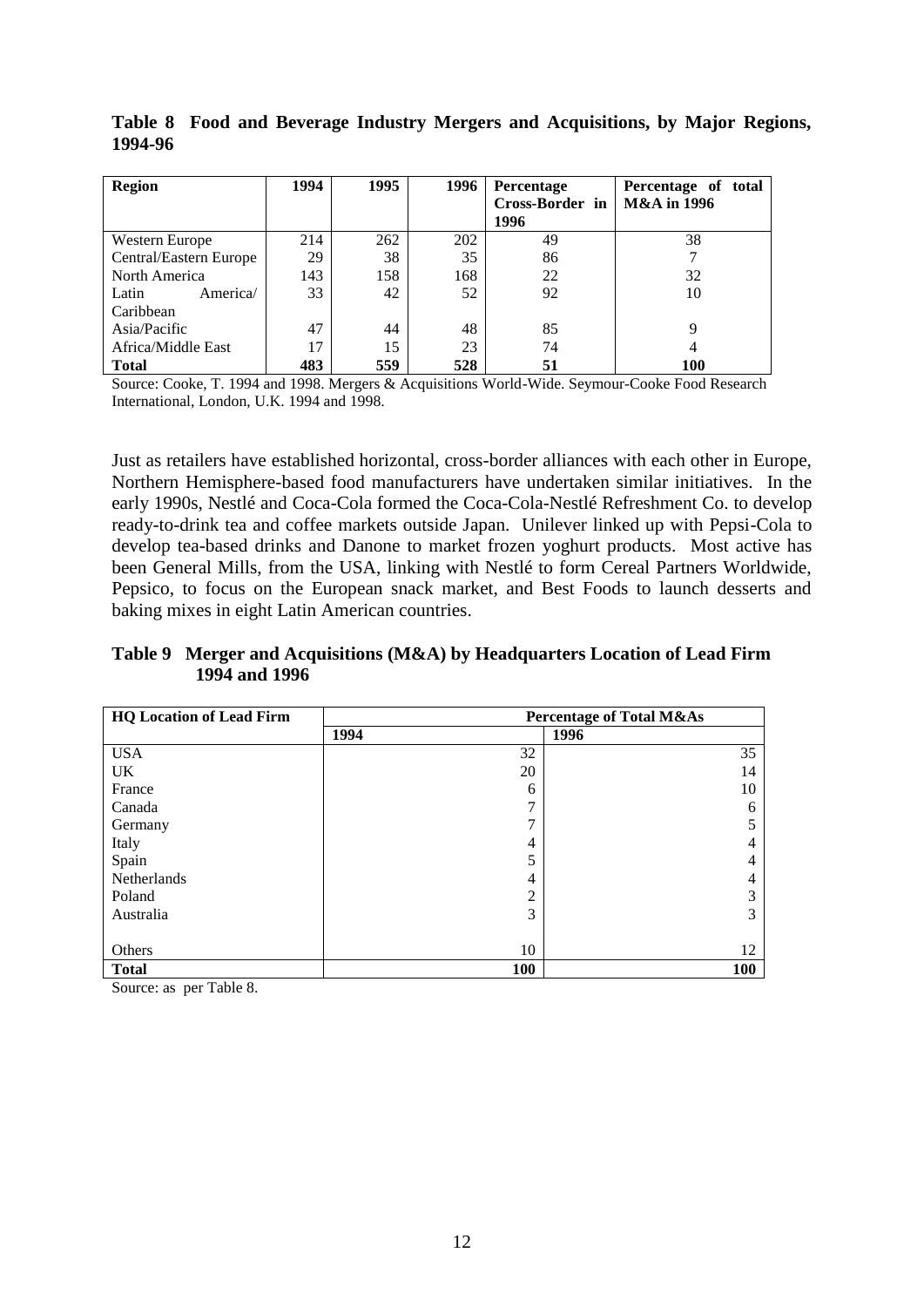**Table 8 Food and Beverage Industry Mergers and Acquisitions, by Major Regions, 1994-96**

| Region | 1994 | 1995 | 1996 | Percentage Cross-Border in 1996 | Percentage of total M&A in 1996 |
|---|---|---|---|---|---|
| Western Europe | 214 | 262 | 202 | 49 | 38 |
| Central/Eastern Europe | 29 | 38 | 35 | 86 | 7 |
| North America | 143 | 158 | 168 | 22 | 32 |
| Latin America/ Caribbean | 33 | 42 | 52 | 92 | 10 |
| Asia/Pacific | 47 | 44 | 48 | 85 | 9 |
| Africa/Middle East | 17 | 15 | 23 | 74 | 4 |
| **Total** | **483** | **559** | **528** | **51** | **100** |

Source: Cooke, T. 1994 and 1998. Mergers & Acquisitions World-Wide. Seymour-Cooke Food Research International, London, U.K. 1994 and 1998.

Just as retailers have established horizontal, cross-border alliances with each other in Europe, Northern Hemisphere-based food manufacturers have undertaken similar initiatives. In the early 1990s, Nestlé and Coca-Cola formed the Coca-Cola-Nestlé Refreshment Co. to develop ready-to-drink tea and coffee markets outside Japan. Unilever linked up with Pepsi-Cola to develop tea-based drinks and Danone to market frozen yoghurt products. Most active has been General Mills, from the USA, linking with Nestlé to form Cereal Partners Worldwide, Pepsico, to focus on the European snack market, and Best Foods to launch desserts and baking mixes in eight Latin American countries.

**Table 9 Merger and Acquisitions (M&A) by Headquarters Location of Lead Firm 1994 and 1996**

| HQ Location of Lead Firm | Percentage of Total M&As | |
|---|---|---|
| | 1994 | 1996 |
| USA | 32 | 35 |
| UK | 20 | 14 |
| France | 6 | 10 |
| Canada | 7 | 6 |
| Germany | 7 | 5 |
| Italy | 4 | 4 |
| Spain | 5 | 4 |
| Netherlands | 4 | 4 |
| Poland | 2 | 3 |
| Australia | 3 | 3 |
| Others | 10 | 12 |
| **Total** | **100** | **100** |

Source: as per Table 8.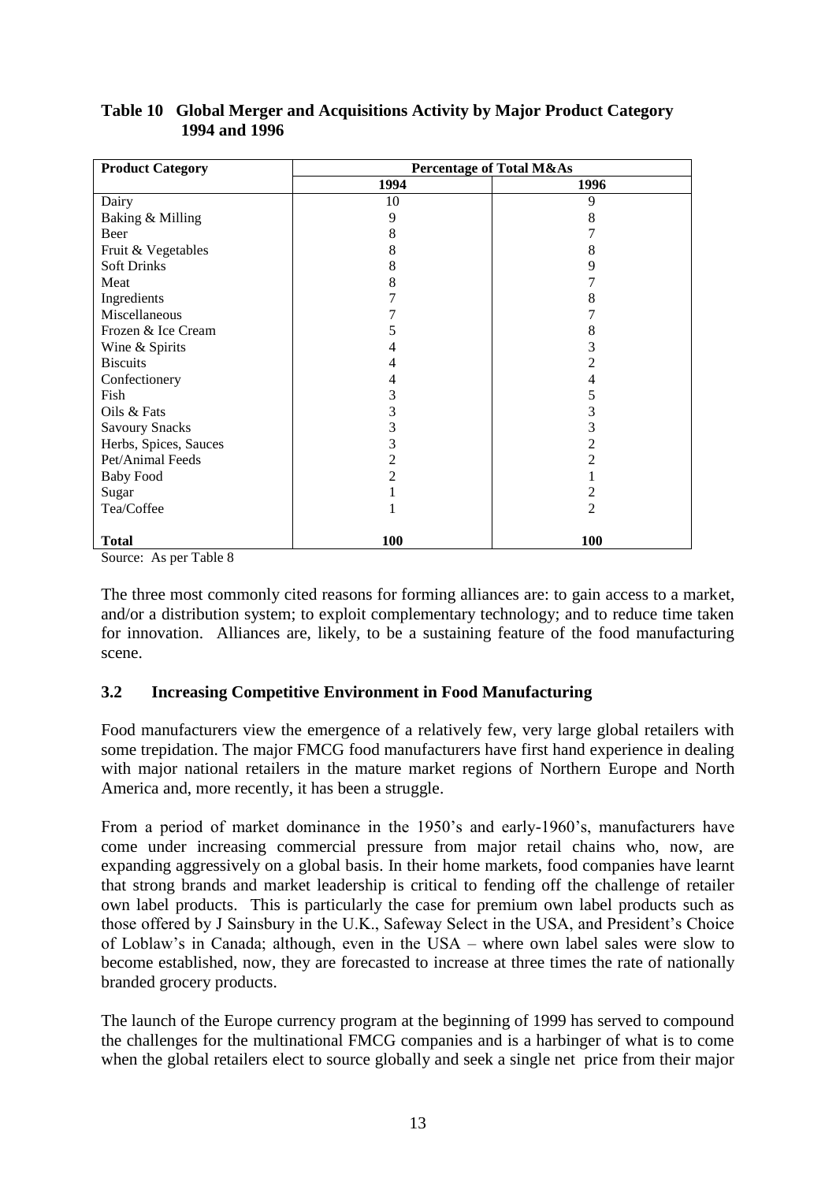**Table 10 Global Merger and Acquisitions Activity by Major Product Category 1994 and 1996**

| Product Category | Percentage of Total M&As | |
|---|---|---|
| | 1994 | 1996 |
| Dairy | 10 | 9 |
| Baking & Milling | 9 | 8 |
| Beer | 8 | 7 |
| Fruit & Vegetables | 8 | 8 |
| Soft Drinks | 8 | 9 |
| Meat | 8 | 7 |
| Ingredients | 7 | 8 |
| Miscellaneous | 7 | 7 |
| Frozen & Ice Cream | 5 | 8 |
| Wine & Spirits | 4 | 3 |
| Biscuits | 4 | 2 |
| Confectionery | 4 | 4 |
| Fish | 3 | 5 |
| Oils & Fats | 3 | 3 |
| Savoury Snacks | 3 | 3 |
| Herbs, Spices, Sauces | 3 | 2 |
| Pet/Animal Feeds | 2 | 2 |
| Baby Food | 2 | 1 |
| Sugar | 1 | 2 |
| Tea/Coffee | 1 | 2 |
| **Total** | **100** | **100** |

Source: As per Table 8

The three most commonly cited reasons for forming alliances are: to gain access to a market, and/or a distribution system; to exploit complementary technology; and to reduce time taken for innovation. Alliances are, likely, to be a sustaining feature of the food manufacturing scene.

### 3.2 Increasing Competitive Environment in Food Manufacturing

Food manufacturers view the emergence of a relatively few, very large global retailers with some trepidation. The major FMCG food manufacturers have first hand experience in dealing with major national retailers in the mature market regions of Northern Europe and North America and, more recently, it has been a struggle.

From a period of market dominance in the 1950's and early-1960's, manufacturers have come under increasing commercial pressure from major retail chains who, now, are expanding aggressively on a global basis. In their home markets, food companies have learnt that strong brands and market leadership is critical to fending off the challenge of retailer own label products. This is particularly the case for premium own label products such as those offered by J Sainsbury in the U.K., Safeway Select in the USA, and President's Choice of Loblaw's in Canada; although, even in the USA – where own label sales were slow to become established, now, they are forecasted to increase at three times the rate of nationally branded grocery products.

The launch of the Europe currency program at the beginning of 1999 has served to compound the challenges for the multinational FMCG companies and is a harbinger of what is to come when the global retailers elect to source globally and seek a single net price from their major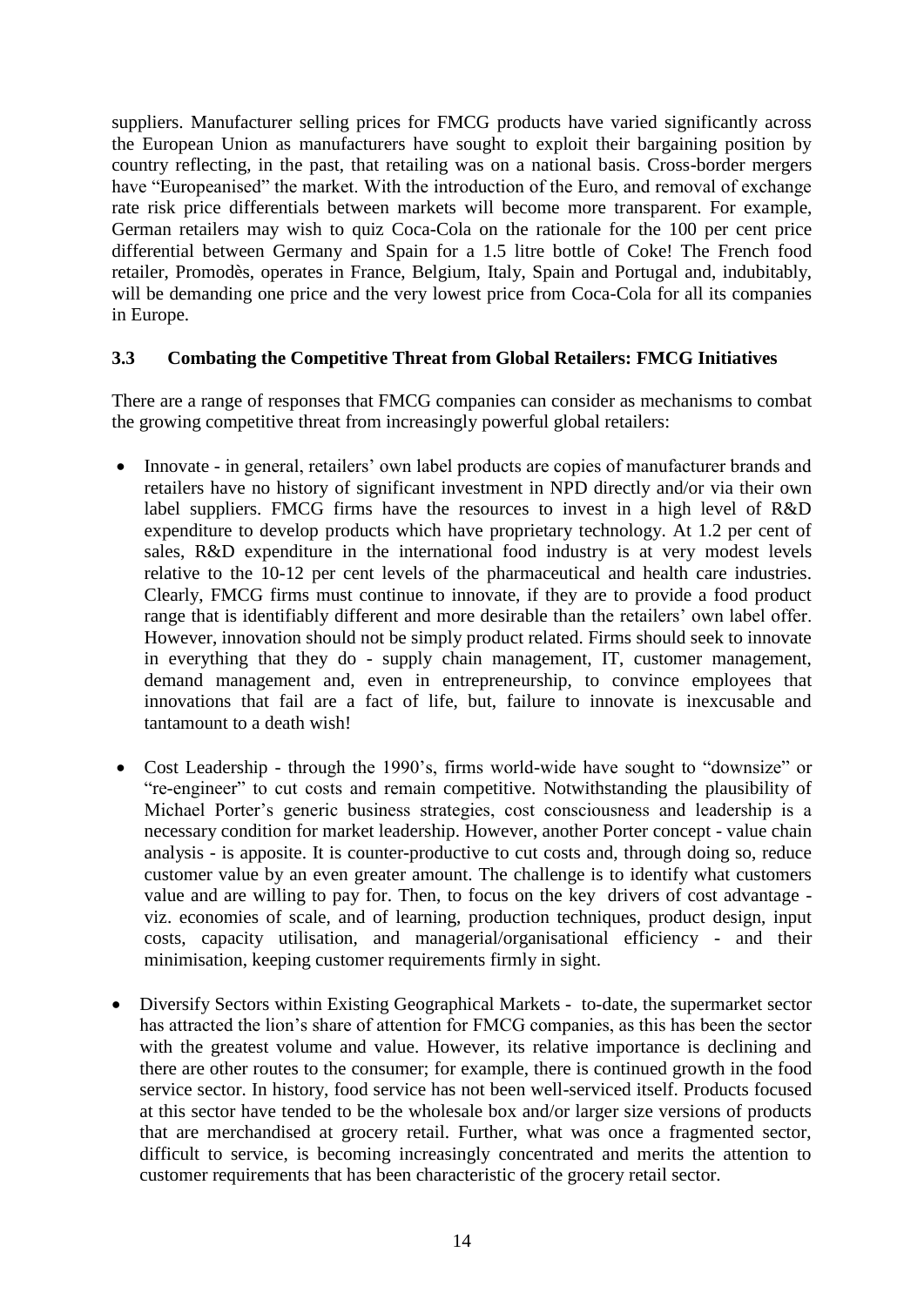suppliers. Manufacturer selling prices for FMCG products have varied significantly across the European Union as manufacturers have sought to exploit their bargaining position by country reflecting, in the past, that retailing was on a national basis. Cross-border mergers have "Europeanised" the market. With the introduction of the Euro, and removal of exchange rate risk price differentials between markets will become more transparent. For example, German retailers may wish to quiz Coca-Cola on the rationale for the 100 per cent price differential between Germany and Spain for a 1.5 litre bottle of Coke! The French food retailer, Promodès, operates in France, Belgium, Italy, Spain and Portugal and, indubitably, will be demanding one price and the very lowest price from Coca-Cola for all its companies in Europe.

### 3.3 Combating the Competitive Threat from Global Retailers: FMCG Initiatives

There are a range of responses that FMCG companies can consider as mechanisms to combat the growing competitive threat from increasingly powerful global retailers:

- Innovate - in general, retailers' own label products are copies of manufacturer brands and retailers have no history of significant investment in NPD directly and/or via their own label suppliers. FMCG firms have the resources to invest in a high level of R&D expenditure to develop products which have proprietary technology. At 1.2 per cent of sales, R&D expenditure in the international food industry is at very modest levels relative to the 10-12 per cent levels of the pharmaceutical and health care industries. Clearly, FMCG firms must continue to innovate, if they are to provide a food product range that is identifiably different and more desirable than the retailers' own label offer. However, innovation should not be simply product related. Firms should seek to innovate in everything that they do - supply chain management, IT, customer management, demand management and, even in entrepreneurship, to convince employees that innovations that fail are a fact of life, but, failure to innovate is inexcusable and tantamount to a death wish!

- Cost Leadership - through the 1990's, firms world-wide have sought to "downsize" or "re-engineer" to cut costs and remain competitive. Notwithstanding the plausibility of Michael Porter's generic business strategies, cost consciousness and leadership is a necessary condition for market leadership. However, another Porter concept - value chain analysis - is apposite. It is counter-productive to cut costs and, through doing so, reduce customer value by an even greater amount. The challenge is to identify what customers value and are willing to pay for. Then, to focus on the key drivers of cost advantage - viz. economies of scale, and of learning, production techniques, product design, input costs, capacity utilisation, and managerial/organisational efficiency - and their minimisation, keeping customer requirements firmly in sight.

- Diversify Sectors within Existing Geographical Markets - to-date, the supermarket sector has attracted the lion's share of attention for FMCG companies, as this has been the sector with the greatest volume and value. However, its relative importance is declining and there are other routes to the consumer; for example, there is continued growth in the food service sector. In history, food service has not been well-serviced itself. Products focused at this sector have tended to be the wholesale box and/or larger size versions of products that are merchandised at grocery retail. Further, what was once a fragmented sector, difficult to service, is becoming increasingly concentrated and merits the attention to customer requirements that has been characteristic of the grocery retail sector.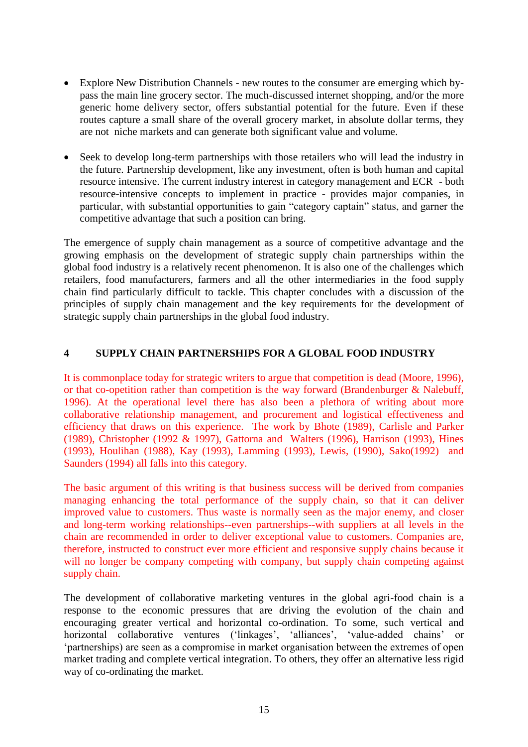- Explore New Distribution Channels - new routes to the consumer are emerging which by-pass the main line grocery sector. The much-discussed internet shopping, and/or the more generic home delivery sector, offers substantial potential for the future. Even if these routes capture a small share of the overall grocery market, in absolute dollar terms, they are not niche markets and can generate both significant value and volume.

- Seek to develop long-term partnerships with those retailers who will lead the industry in the future. Partnership development, like any investment, often is both human and capital resource intensive. The current industry interest in category management and ECR - both resource-intensive concepts to implement in practice - provides major companies, in particular, with substantial opportunities to gain "category captain" status, and garner the competitive advantage that such a position can bring.

The emergence of supply chain management as a source of competitive advantage and the growing emphasis on the development of strategic supply chain partnerships within the global food industry is a relatively recent phenomenon. It is also one of the challenges which retailers, food manufacturers, farmers and all the other intermediaries in the food supply chain find particularly difficult to tackle. This chapter concludes with a discussion of the principles of supply chain management and the key requirements for the development of strategic supply chain partnerships in the global food industry.

## 4 SUPPLY CHAIN PARTNERSHIPS FOR A GLOBAL FOOD INDUSTRY

It is commonplace today for strategic writers to argue that competition is dead (Moore, 1996), or that co-opetition rather than competition is the way forward (Brandenburger & Nalebuff, 1996). At the operational level there has also been a plethora of writing about more collaborative relationship management, and procurement and logistical effectiveness and efficiency that draws on this experience. The work by Bhote (1989), Carlisle and Parker (1989), Christopher (1992 & 1997), Gattorna and Walters (1996), Harrison (1993), Hines (1993), Houlihan (1988), Kay (1993), Lamming (1993), Lewis, (1990), Sako(1992) and Saunders (1994) all falls into this category.

The basic argument of this writing is that business success will be derived from companies managing enhancing the total performance of the supply chain, so that it can deliver improved value to customers. Thus waste is normally seen as the major enemy, and closer and long-term working relationships--even partnerships--with suppliers at all levels in the chain are recommended in order to deliver exceptional value to customers. Companies are, therefore, instructed to construct ever more efficient and responsive supply chains because it will no longer be company competing with company, but supply chain competing against supply chain.

The development of collaborative marketing ventures in the global agri-food chain is a response to the economic pressures that are driving the evolution of the chain and encouraging greater vertical and horizontal co-ordination. To some, such vertical and horizontal collaborative ventures ('linkages', 'alliances', 'value-added chains' or 'partnerships) are seen as a compromise in market organisation between the extremes of open market trading and complete vertical integration. To others, they offer an alternative less rigid way of co-ordinating the market.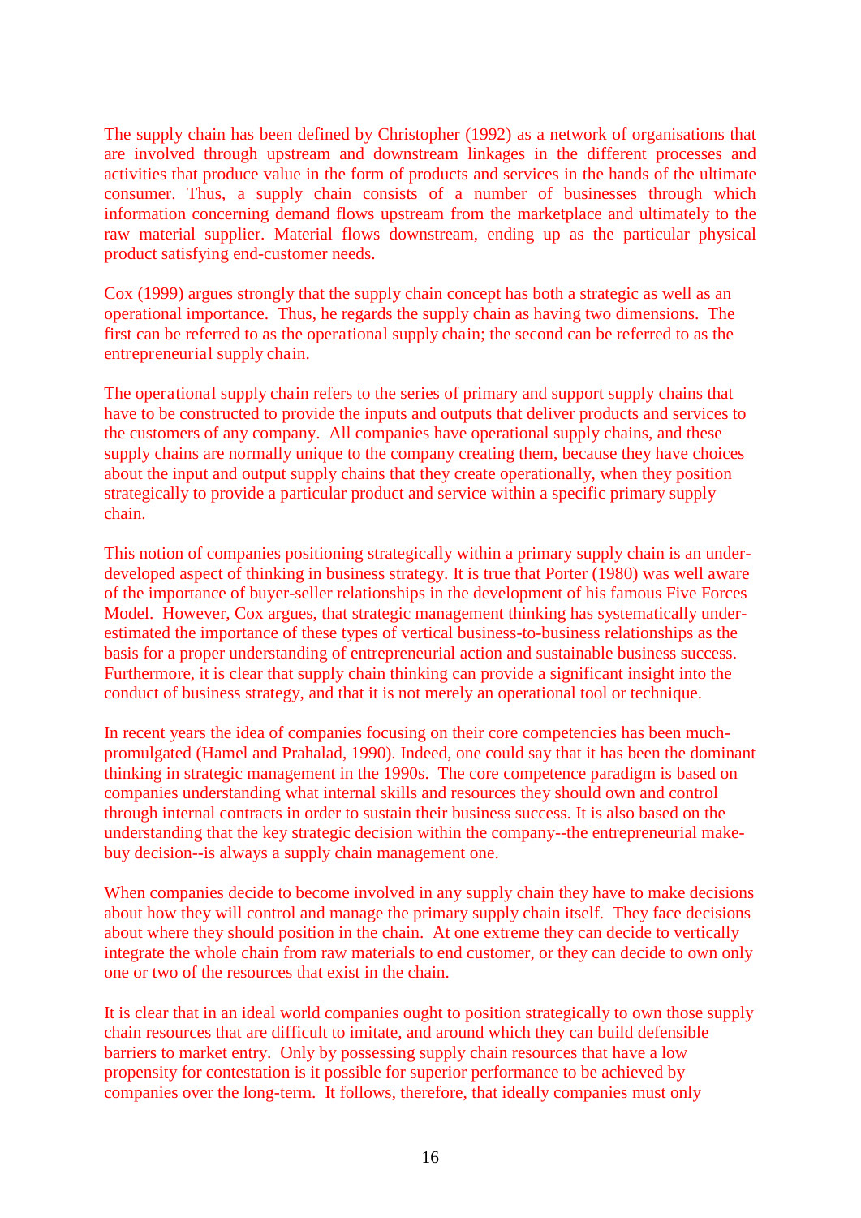The supply chain has been defined by Christopher (1992) as a network of organisations that are involved through upstream and downstream linkages in the different processes and activities that produce value in the form of products and services in the hands of the ultimate consumer. Thus, a supply chain consists of a number of businesses through which information concerning demand flows upstream from the marketplace and ultimately to the raw material supplier. Material flows downstream, ending up as the particular physical product satisfying end-customer needs.

Cox (1999) argues strongly that the supply chain concept has both a strategic as well as an operational importance. Thus, he regards the supply chain as having two dimensions. The first can be referred to as the operational supply chain; the second can be referred to as the entrepreneurial supply chain.

The operational supply chain refers to the series of primary and support supply chains that have to be constructed to provide the inputs and outputs that deliver products and services to the customers of any company. All companies have operational supply chains, and these supply chains are normally unique to the company creating them, because they have choices about the input and output supply chains that they create operationally, when they position strategically to provide a particular product and service within a specific primary supply chain.

This notion of companies positioning strategically within a primary supply chain is an under-developed aspect of thinking in business strategy. It is true that Porter (1980) was well aware of the importance of buyer-seller relationships in the development of his famous Five Forces Model. However, Cox argues, that strategic management thinking has systematically under-estimated the importance of these types of vertical business-to-business relationships as the basis for a proper understanding of entrepreneurial action and sustainable business success. Furthermore, it is clear that supply chain thinking can provide a significant insight into the conduct of business strategy, and that it is not merely an operational tool or technique.

In recent years the idea of companies focusing on their core competencies has been much-promulgated (Hamel and Prahalad, 1990). Indeed, one could say that it has been the dominant thinking in strategic management in the 1990s. The core competence paradigm is based on companies understanding what internal skills and resources they should own and control through internal contracts in order to sustain their business success. It is also based on the understanding that the key strategic decision within the company--the entrepreneurial make-buy decision--is always a supply chain management one.

When companies decide to become involved in any supply chain they have to make decisions about how they will control and manage the primary supply chain itself. They face decisions about where they should position in the chain. At one extreme they can decide to vertically integrate the whole chain from raw materials to end customer, or they can decide to own only one or two of the resources that exist in the chain.

It is clear that in an ideal world companies ought to position strategically to own those supply chain resources that are difficult to imitate, and around which they can build defensible barriers to market entry. Only by possessing supply chain resources that have a low propensity for contestation is it possible for superior performance to be achieved by companies over the long-term. It follows, therefore, that ideally companies must only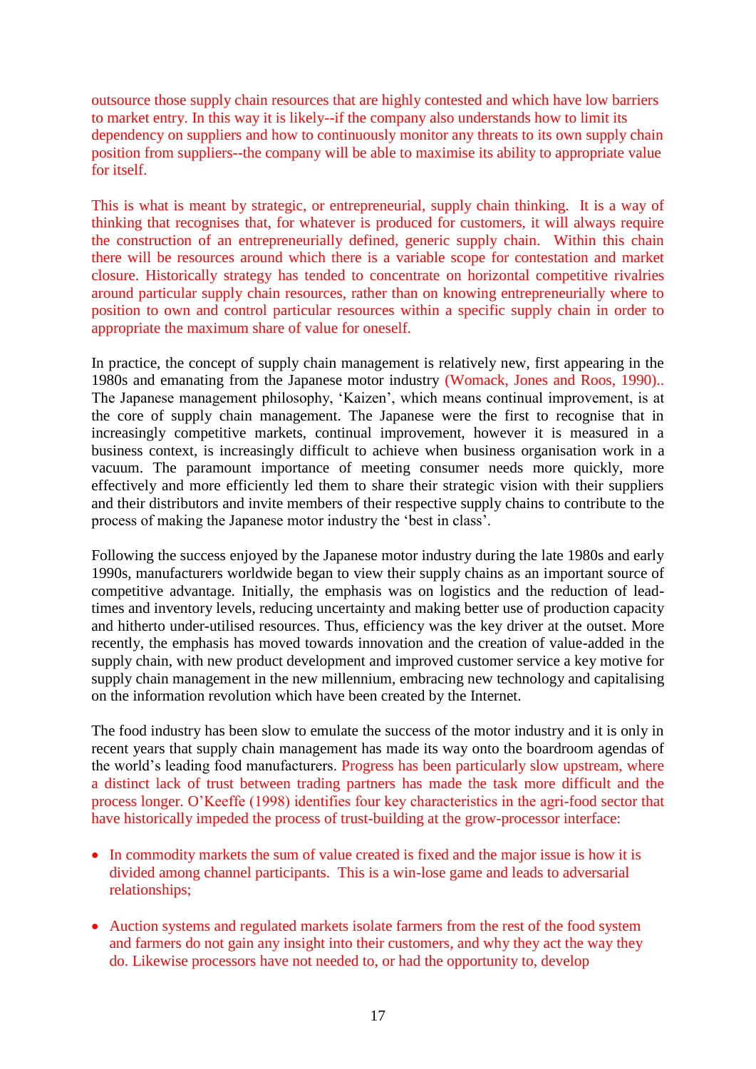outsource those supply chain resources that are highly contested and which have low barriers to market entry. In this way it is likely--if the company also understands how to limit its dependency on suppliers and how to continuously monitor any threats to its own supply chain position from suppliers--the company will be able to maximise its ability to appropriate value for itself.

This is what is meant by strategic, or entrepreneurial, supply chain thinking. It is a way of thinking that recognises that, for whatever is produced for customers, it will always require the construction of an entrepreneurially defined, generic supply chain. Within this chain there will be resources around which there is a variable scope for contestation and market closure. Historically strategy has tended to concentrate on horizontal competitive rivalries around particular supply chain resources, rather than on knowing entrepreneurially where to position to own and control particular resources within a specific supply chain in order to appropriate the maximum share of value for oneself.

In practice, the concept of supply chain management is relatively new, first appearing in the 1980s and emanating from the Japanese motor industry (Womack, Jones and Roos, 1990).. The Japanese management philosophy, 'Kaizen', which means continual improvement, is at the core of supply chain management. The Japanese were the first to recognise that in increasingly competitive markets, continual improvement, however it is measured in a business context, is increasingly difficult to achieve when business organisation work in a vacuum. The paramount importance of meeting consumer needs more quickly, more effectively and more efficiently led them to share their strategic vision with their suppliers and their distributors and invite members of their respective supply chains to contribute to the process of making the Japanese motor industry the 'best in class'.

Following the success enjoyed by the Japanese motor industry during the late 1980s and early 1990s, manufacturers worldwide began to view their supply chains as an important source of competitive advantage. Initially, the emphasis was on logistics and the reduction of lead-times and inventory levels, reducing uncertainty and making better use of production capacity and hitherto under-utilised resources. Thus, efficiency was the key driver at the outset. More recently, the emphasis has moved towards innovation and the creation of value-added in the supply chain, with new product development and improved customer service a key motive for supply chain management in the new millennium, embracing new technology and capitalising on the information revolution which have been created by the Internet.

The food industry has been slow to emulate the success of the motor industry and it is only in recent years that supply chain management has made its way onto the boardroom agendas of the world's leading food manufacturers. Progress has been particularly slow upstream, where a distinct lack of trust between trading partners has made the task more difficult and the process longer. O'Keeffe (1998) identifies four key characteristics in the agri-food sector that have historically impeded the process of trust-building at the grow-processor interface:

- In commodity markets the sum of value created is fixed and the major issue is how it is divided among channel participants. This is a win-lose game and leads to adversarial relationships;

- Auction systems and regulated markets isolate farmers from the rest of the food system and farmers do not gain any insight into their customers, and why they act the way they do. Likewise processors have not needed to, or had the opportunity to, develop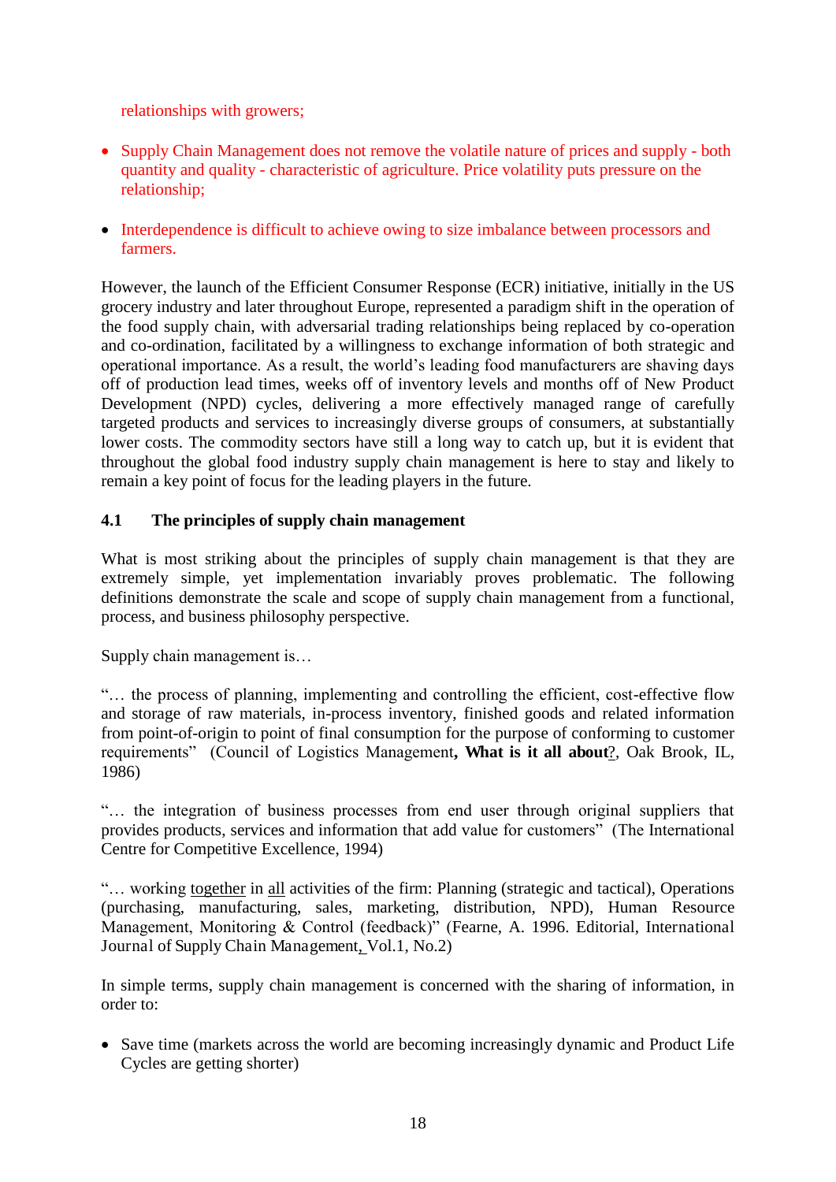relationships with growers;

- Supply Chain Management does not remove the volatile nature of prices and supply - both quantity and quality - characteristic of agriculture. Price volatility puts pressure on the relationship;

- Interdependence is difficult to achieve owing to size imbalance between processors and farmers.

However, the launch of the Efficient Consumer Response (ECR) initiative, initially in the US grocery industry and later throughout Europe, represented a paradigm shift in the operation of the food supply chain, with adversarial trading relationships being replaced by co-operation and co-ordination, facilitated by a willingness to exchange information of both strategic and operational importance. As a result, the world's leading food manufacturers are shaving days off of production lead times, weeks off of inventory levels and months off of New Product Development (NPD) cycles, delivering a more effectively managed range of carefully targeted products and services to increasingly diverse groups of consumers, at substantially lower costs. The commodity sectors have still a long way to catch up, but it is evident that throughout the global food industry supply chain management is here to stay and likely to remain a key point of focus for the leading players in the future.

### 4.1 The principles of supply chain management

What is most striking about the principles of supply chain management is that they are extremely simple, yet implementation invariably proves problematic. The following definitions demonstrate the scale and scope of supply chain management from a functional, process, and business philosophy perspective.

Supply chain management is…

"… the process of planning, implementing and controlling the efficient, cost-effective flow and storage of raw materials, in-process inventory, finished goods and related information from point-of-origin to point of final consumption for the purpose of conforming to customer requirements" (Council of Logistics Management**, What is it all about**?, Oak Brook, IL, 1986)

"… the integration of business processes from end user through original suppliers that provides products, services and information that add value for customers" (The International Centre for Competitive Excellence, 1994)

"… working together in all activities of the firm: Planning (strategic and tactical), Operations (purchasing, manufacturing, sales, marketing, distribution, NPD), Human Resource Management, Monitoring & Control (feedback)" (Fearne, A. 1996. Editorial, International Journal of Supply Chain Management, Vol.1, No.2)

In simple terms, supply chain management is concerned with the sharing of information, in order to:

- Save time (markets across the world are becoming increasingly dynamic and Product Life Cycles are getting shorter)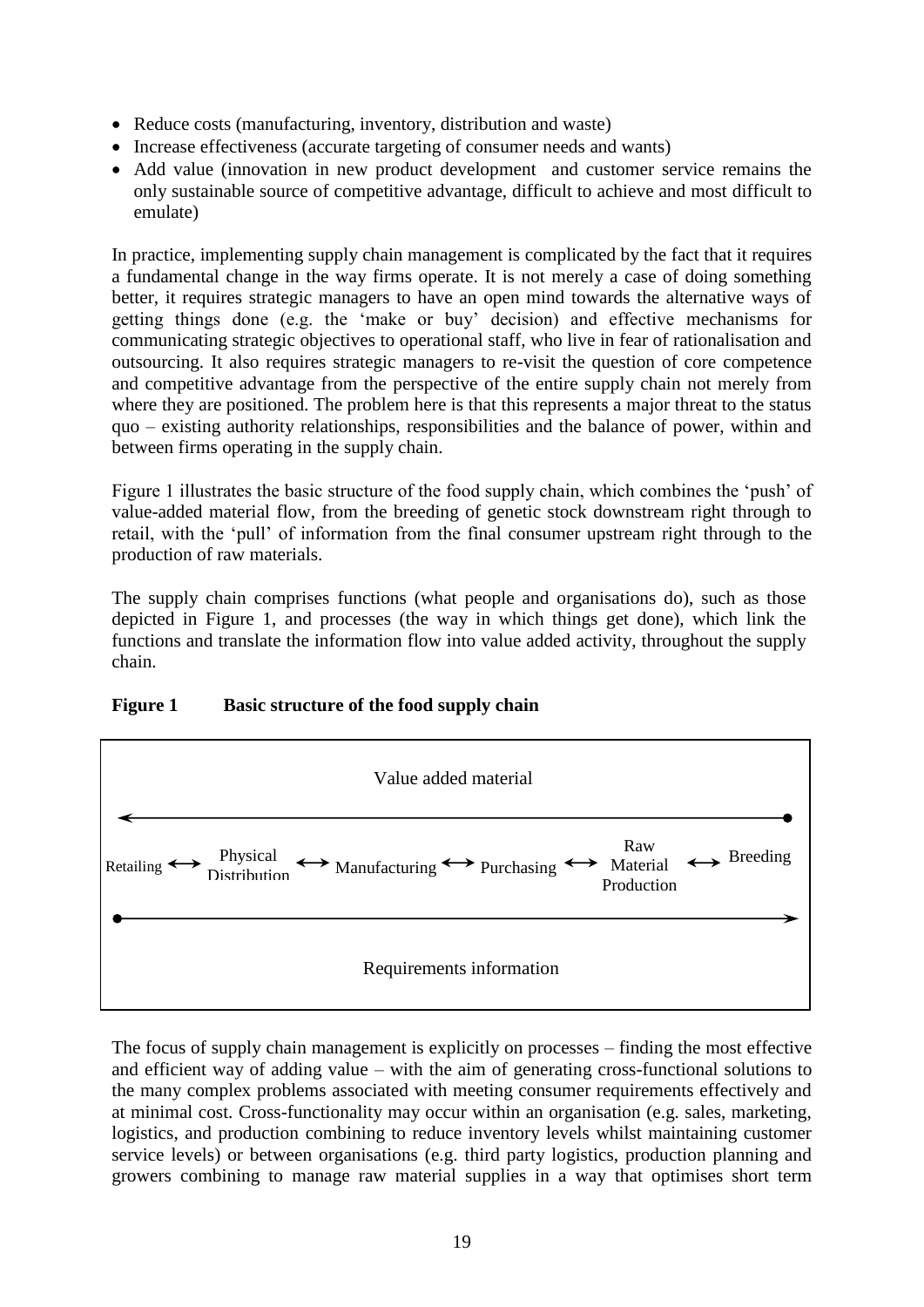- Reduce costs (manufacturing, inventory, distribution and waste)
- Increase effectiveness (accurate targeting of consumer needs and wants)
- Add value (innovation in new product development and customer service remains the only sustainable source of competitive advantage, difficult to achieve and most difficult to emulate)

In practice, implementing supply chain management is complicated by the fact that it requires a fundamental change in the way firms operate. It is not merely a case of doing something better, it requires strategic managers to have an open mind towards the alternative ways of getting things done (e.g. the 'make or buy' decision) and effective mechanisms for communicating strategic objectives to operational staff, who live in fear of rationalisation and outsourcing. It also requires strategic managers to re-visit the question of core competence and competitive advantage from the perspective of the entire supply chain not merely from where they are positioned. The problem here is that this represents a major threat to the status quo – existing authority relationships, responsibilities and the balance of power, within and between firms operating in the supply chain.

Figure 1 illustrates the basic structure of the food supply chain, which combines the 'push' of value-added material flow, from the breeding of genetic stock downstream right through to retail, with the 'pull' of information from the final consumer upstream right through to the production of raw materials.

The supply chain comprises functions (what people and organisations do), such as those depicted in Figure 1, and processes (the way in which things get done), which link the functions and translate the information flow into value added activity, throughout the supply chain.

**Figure 1 Basic structure of the food supply chain**

Value added material

←——————————————————————●

Retailing ↔ Physical Distribution ↔ Manufacturing ↔ Purchasing ↔ Raw Material Production ↔ Breeding

●——————————————————————→

Requirements information

The focus of supply chain management is explicitly on processes – finding the most effective and efficient way of adding value – with the aim of generating cross-functional solutions to the many complex problems associated with meeting consumer requirements effectively and at minimal cost. Cross-functionality may occur within an organisation (e.g. sales, marketing, logistics, and production combining to reduce inventory levels whilst maintaining customer service levels) or between organisations (e.g. third party logistics, production planning and growers combining to manage raw material supplies in a way that optimises short term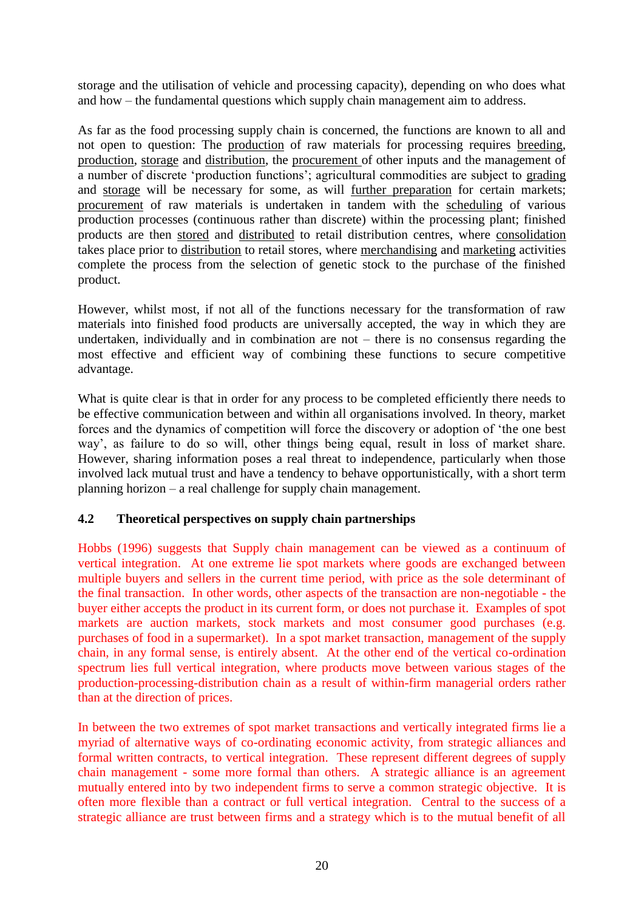storage and the utilisation of vehicle and processing capacity), depending on who does what and how – the fundamental questions which supply chain management aim to address.

As far as the food processing supply chain is concerned, the functions are known to all and not open to question: The <u>production</u> of raw materials for processing requires <u>breeding</u>, <u>production</u>, <u>storage</u> and <u>distribution</u>, the <u>procurement</u> of other inputs and the management of a number of discrete 'production functions'; agricultural commodities are subject to <u>grading</u> and <u>storage</u> will be necessary for some, as will <u>further preparation</u> for certain markets; <u>procurement</u> of raw materials is undertaken in tandem with the <u>scheduling</u> of various production processes (continuous rather than discrete) within the processing plant; finished products are then <u>stored</u> and <u>distributed</u> to retail distribution centres, where <u>consolidation</u> takes place prior to <u>distribution</u> to retail stores, where <u>merchandising</u> and <u>marketing</u> activities complete the process from the selection of genetic stock to the purchase of the finished product.

However, whilst most, if not all of the functions necessary for the transformation of raw materials into finished food products are universally accepted, the way in which they are undertaken, individually and in combination are not – there is no consensus regarding the most effective and efficient way of combining these functions to secure competitive advantage.

What is quite clear is that in order for any process to be completed efficiently there needs to be effective communication between and within all organisations involved. In theory, market forces and the dynamics of competition will force the discovery or adoption of 'the one best way', as failure to do so will, other things being equal, result in loss of market share. However, sharing information poses a real threat to independence, particularly when those involved lack mutual trust and have a tendency to behave opportunistically, with a short term planning horizon – a real challenge for supply chain management.

### 4.2 Theoretical perspectives on supply chain partnerships

Hobbs (1996) suggests that Supply chain management can be viewed as a continuum of vertical integration. At one extreme lie spot markets where goods are exchanged between multiple buyers and sellers in the current time period, with price as the sole determinant of the final transaction. In other words, other aspects of the transaction are non-negotiable - the buyer either accepts the product in its current form, or does not purchase it. Examples of spot markets are auction markets, stock markets and most consumer good purchases (e.g. purchases of food in a supermarket). In a spot market transaction, management of the supply chain, in any formal sense, is entirely absent. At the other end of the vertical co-ordination spectrum lies full vertical integration, where products move between various stages of the production-processing-distribution chain as a result of within-firm managerial orders rather than at the direction of prices.

In between the two extremes of spot market transactions and vertically integrated firms lie a myriad of alternative ways of co-ordinating economic activity, from strategic alliances and formal written contracts, to vertical integration. These represent different degrees of supply chain management - some more formal than others. A strategic alliance is an agreement mutually entered into by two independent firms to serve a common strategic objective. It is often more flexible than a contract or full vertical integration. Central to the success of a strategic alliance are trust between firms and a strategy which is to the mutual benefit of all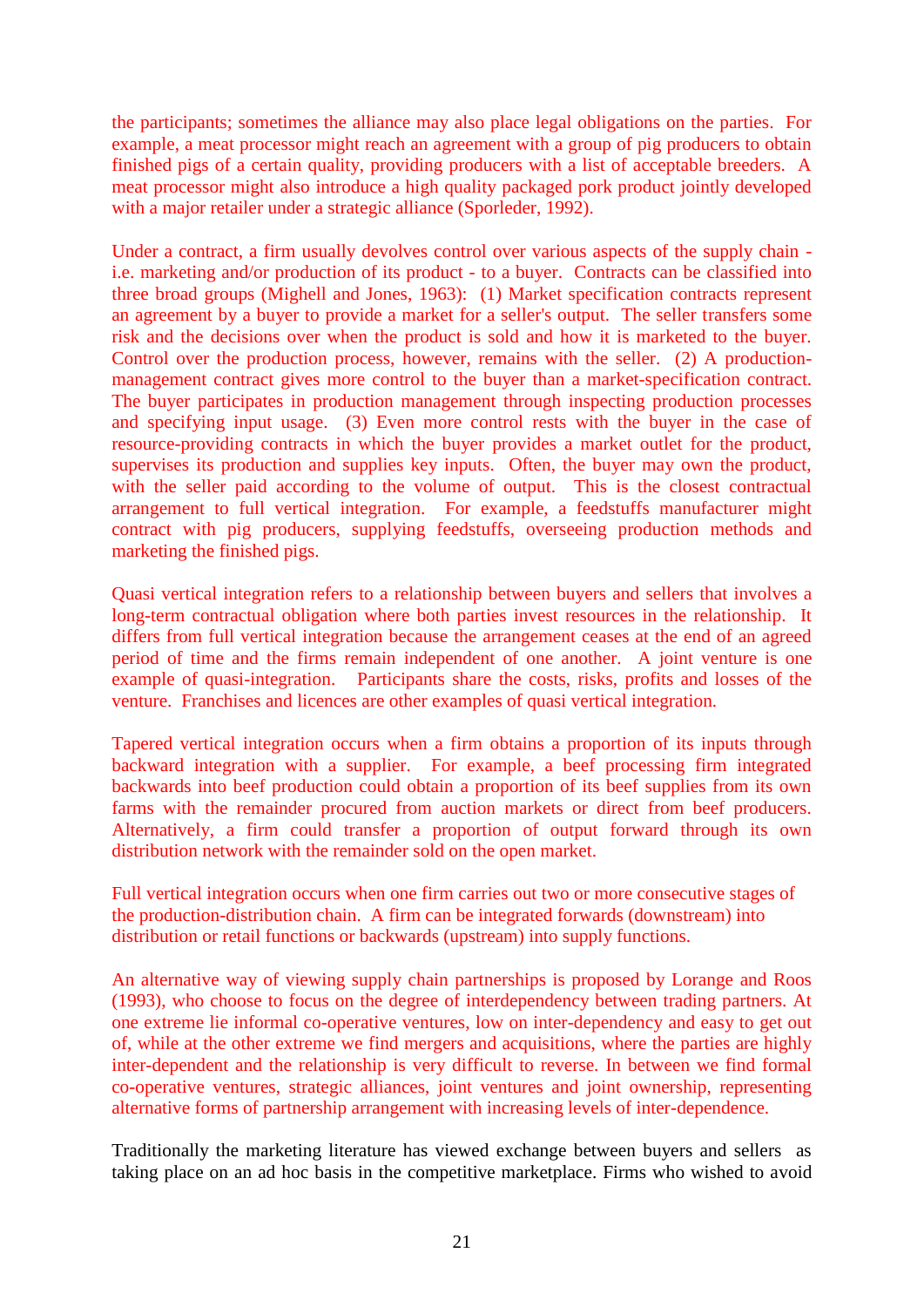the participants; sometimes the alliance may also place legal obligations on the parties. For example, a meat processor might reach an agreement with a group of pig producers to obtain finished pigs of a certain quality, providing producers with a list of acceptable breeders. A meat processor might also introduce a high quality packaged pork product jointly developed with a major retailer under a strategic alliance (Sporleder, 1992).

Under a contract, a firm usually devolves control over various aspects of the supply chain - i.e. marketing and/or production of its product - to a buyer. Contracts can be classified into three broad groups (Mighell and Jones, 1963): (1) Market specification contracts represent an agreement by a buyer to provide a market for a seller's output. The seller transfers some risk and the decisions over when the product is sold and how it is marketed to the buyer. Control over the production process, however, remains with the seller. (2) A production-management contract gives more control to the buyer than a market-specification contract. The buyer participates in production management through inspecting production processes and specifying input usage. (3) Even more control rests with the buyer in the case of resource-providing contracts in which the buyer provides a market outlet for the product, supervises its production and supplies key inputs. Often, the buyer may own the product, with the seller paid according to the volume of output. This is the closest contractual arrangement to full vertical integration. For example, a feedstuffs manufacturer might contract with pig producers, supplying feedstuffs, overseeing production methods and marketing the finished pigs.

Quasi vertical integration refers to a relationship between buyers and sellers that involves a long-term contractual obligation where both parties invest resources in the relationship. It differs from full vertical integration because the arrangement ceases at the end of an agreed period of time and the firms remain independent of one another. A joint venture is one example of quasi-integration. Participants share the costs, risks, profits and losses of the venture. Franchises and licences are other examples of quasi vertical integration.

Tapered vertical integration occurs when a firm obtains a proportion of its inputs through backward integration with a supplier. For example, a beef processing firm integrated backwards into beef production could obtain a proportion of its beef supplies from its own farms with the remainder procured from auction markets or direct from beef producers. Alternatively, a firm could transfer a proportion of output forward through its own distribution network with the remainder sold on the open market.

Full vertical integration occurs when one firm carries out two or more consecutive stages of the production-distribution chain. A firm can be integrated forwards (downstream) into distribution or retail functions or backwards (upstream) into supply functions.

An alternative way of viewing supply chain partnerships is proposed by Lorange and Roos (1993), who choose to focus on the degree of interdependency between trading partners. At one extreme lie informal co-operative ventures, low on inter-dependency and easy to get out of, while at the other extreme we find mergers and acquisitions, where the parties are highly inter-dependent and the relationship is very difficult to reverse. In between we find formal co-operative ventures, strategic alliances, joint ventures and joint ownership, representing alternative forms of partnership arrangement with increasing levels of inter-dependence.

Traditionally the marketing literature has viewed exchange between buyers and sellers as taking place on an ad hoc basis in the competitive marketplace. Firms who wished to avoid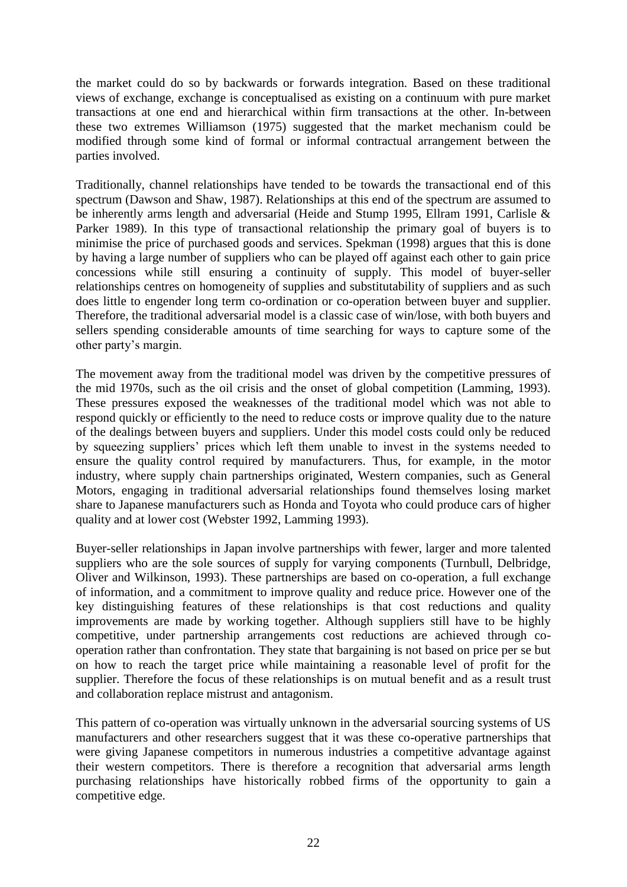the market could do so by backwards or forwards integration. Based on these traditional views of exchange, exchange is conceptualised as existing on a continuum with pure market transactions at one end and hierarchical within firm transactions at the other. In-between these two extremes Williamson (1975) suggested that the market mechanism could be modified through some kind of formal or informal contractual arrangement between the parties involved.

Traditionally, channel relationships have tended to be towards the transactional end of this spectrum (Dawson and Shaw, 1987). Relationships at this end of the spectrum are assumed to be inherently arms length and adversarial (Heide and Stump 1995, Ellram 1991, Carlisle & Parker 1989). In this type of transactional relationship the primary goal of buyers is to minimise the price of purchased goods and services. Spekman (1998) argues that this is done by having a large number of suppliers who can be played off against each other to gain price concessions while still ensuring a continuity of supply. This model of buyer-seller relationships centres on homogeneity of supplies and substitutability of suppliers and as such does little to engender long term co-ordination or co-operation between buyer and supplier. Therefore, the traditional adversarial model is a classic case of win/lose, with both buyers and sellers spending considerable amounts of time searching for ways to capture some of the other party's margin.

The movement away from the traditional model was driven by the competitive pressures of the mid 1970s, such as the oil crisis and the onset of global competition (Lamming, 1993). These pressures exposed the weaknesses of the traditional model which was not able to respond quickly or efficiently to the need to reduce costs or improve quality due to the nature of the dealings between buyers and suppliers. Under this model costs could only be reduced by squeezing suppliers' prices which left them unable to invest in the systems needed to ensure the quality control required by manufacturers. Thus, for example, in the motor industry, where supply chain partnerships originated, Western companies, such as General Motors, engaging in traditional adversarial relationships found themselves losing market share to Japanese manufacturers such as Honda and Toyota who could produce cars of higher quality and at lower cost (Webster 1992, Lamming 1993).

Buyer-seller relationships in Japan involve partnerships with fewer, larger and more talented suppliers who are the sole sources of supply for varying components (Turnbull, Delbridge, Oliver and Wilkinson, 1993). These partnerships are based on co-operation, a full exchange of information, and a commitment to improve quality and reduce price. However one of the key distinguishing features of these relationships is that cost reductions and quality improvements are made by working together. Although suppliers still have to be highly competitive, under partnership arrangements cost reductions are achieved through co-operation rather than confrontation. They state that bargaining is not based on price per se but on how to reach the target price while maintaining a reasonable level of profit for the supplier. Therefore the focus of these relationships is on mutual benefit and as a result trust and collaboration replace mistrust and antagonism.

This pattern of co-operation was virtually unknown in the adversarial sourcing systems of US manufacturers and other researchers suggest that it was these co-operative partnerships that were giving Japanese competitors in numerous industries a competitive advantage against their western competitors. There is therefore a recognition that adversarial arms length purchasing relationships have historically robbed firms of the opportunity to gain a competitive edge.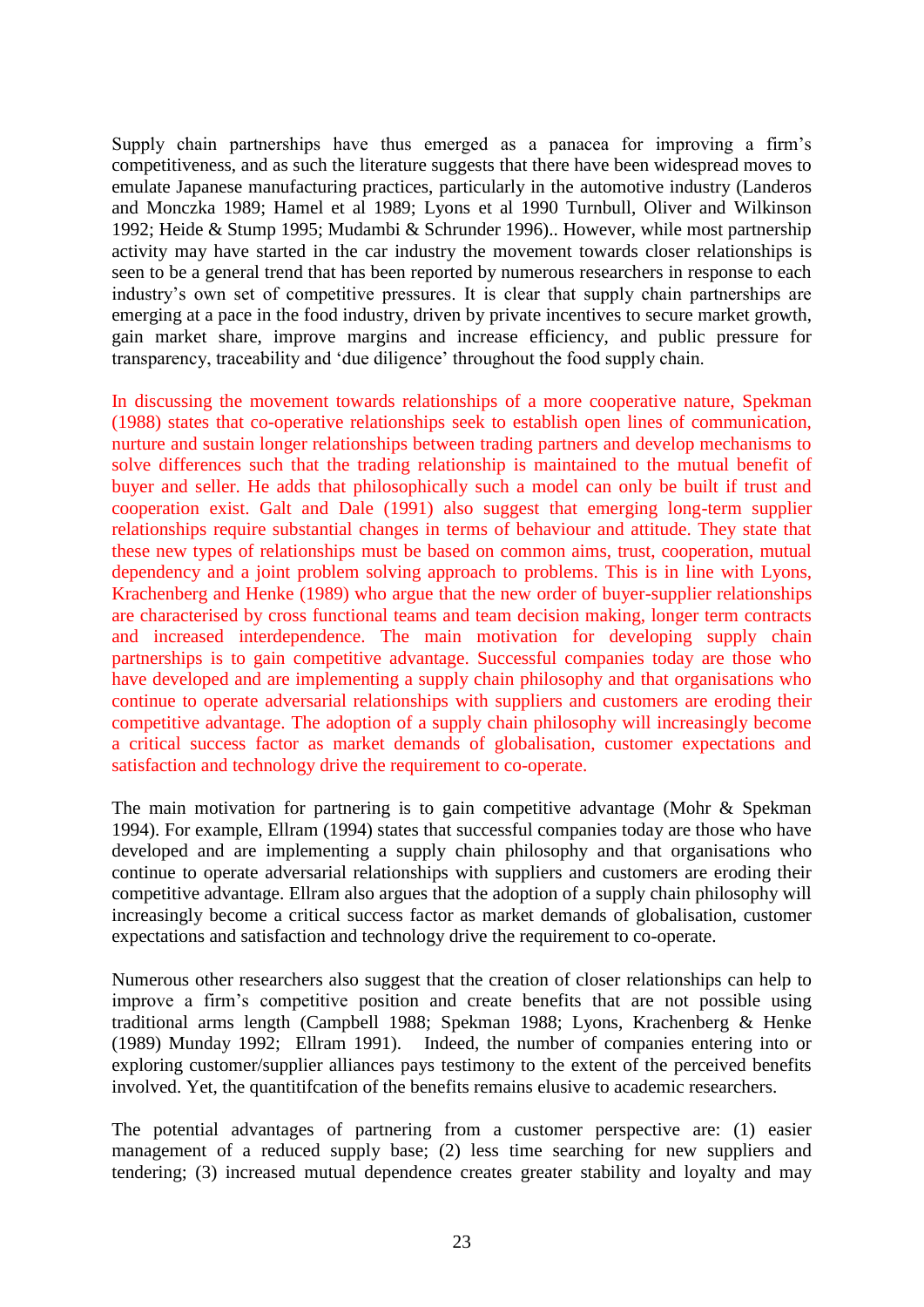Supply chain partnerships have thus emerged as a panacea for improving a firm's competitiveness, and as such the literature suggests that there have been widespread moves to emulate Japanese manufacturing practices, particularly in the automotive industry (Landeros and Monczka 1989; Hamel et al 1989; Lyons et al 1990 Turnbull, Oliver and Wilkinson 1992; Heide & Stump 1995; Mudambi & Schrunder 1996).. However, while most partnership activity may have started in the car industry the movement towards closer relationships is seen to be a general trend that has been reported by numerous researchers in response to each industry's own set of competitive pressures. It is clear that supply chain partnerships are emerging at a pace in the food industry, driven by private incentives to secure market growth, gain market share, improve margins and increase efficiency, and public pressure for transparency, traceability and 'due diligence' throughout the food supply chain.

In discussing the movement towards relationships of a more cooperative nature, Spekman (1988) states that co-operative relationships seek to establish open lines of communication, nurture and sustain longer relationships between trading partners and develop mechanisms to solve differences such that the trading relationship is maintained to the mutual benefit of buyer and seller. He adds that philosophically such a model can only be built if trust and cooperation exist. Galt and Dale (1991) also suggest that emerging long-term supplier relationships require substantial changes in terms of behaviour and attitude. They state that these new types of relationships must be based on common aims, trust, cooperation, mutual dependency and a joint problem solving approach to problems. This is in line with Lyons, Krachenberg and Henke (1989) who argue that the new order of buyer-supplier relationships are characterised by cross functional teams and team decision making, longer term contracts and increased interdependence. The main motivation for developing supply chain partnerships is to gain competitive advantage. Successful companies today are those who have developed and are implementing a supply chain philosophy and that organisations who continue to operate adversarial relationships with suppliers and customers are eroding their competitive advantage. The adoption of a supply chain philosophy will increasingly become a critical success factor as market demands of globalisation, customer expectations and satisfaction and technology drive the requirement to co-operate.

The main motivation for partnering is to gain competitive advantage (Mohr & Spekman 1994). For example, Ellram (1994) states that successful companies today are those who have developed and are implementing a supply chain philosophy and that organisations who continue to operate adversarial relationships with suppliers and customers are eroding their competitive advantage. Ellram also argues that the adoption of a supply chain philosophy will increasingly become a critical success factor as market demands of globalisation, customer expectations and satisfaction and technology drive the requirement to co-operate.

Numerous other researchers also suggest that the creation of closer relationships can help to improve a firm's competitive position and create benefits that are not possible using traditional arms length (Campbell 1988; Spekman 1988; Lyons, Krachenberg & Henke (1989) Munday 1992; Ellram 1991). Indeed, the number of companies entering into or exploring customer/supplier alliances pays testimony to the extent of the perceived benefits involved. Yet, the quantitifcation of the benefits remains elusive to academic researchers.

The potential advantages of partnering from a customer perspective are: (1) easier management of a reduced supply base; (2) less time searching for new suppliers and tendering; (3) increased mutual dependence creates greater stability and loyalty and may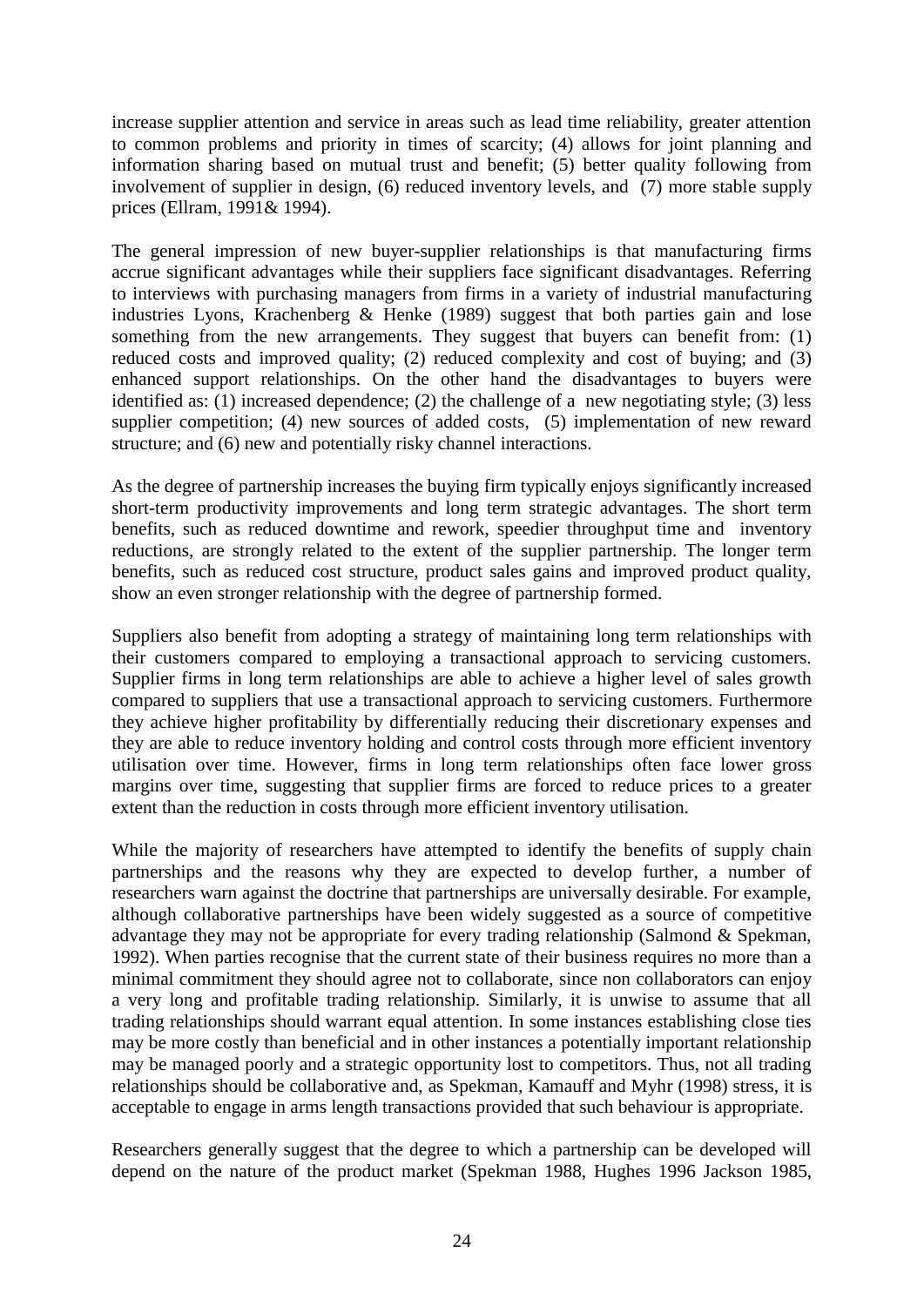increase supplier attention and service in areas such as lead time reliability, greater attention to common problems and priority in times of scarcity; (4) allows for joint planning and information sharing based on mutual trust and benefit; (5) better quality following from involvement of supplier in design, (6) reduced inventory levels, and (7) more stable supply prices (Ellram, 1991& 1994).

The general impression of new buyer-supplier relationships is that manufacturing firms accrue significant advantages while their suppliers face significant disadvantages. Referring to interviews with purchasing managers from firms in a variety of industrial manufacturing industries Lyons, Krachenberg & Henke (1989) suggest that both parties gain and lose something from the new arrangements. They suggest that buyers can benefit from: (1) reduced costs and improved quality; (2) reduced complexity and cost of buying; and (3) enhanced support relationships. On the other hand the disadvantages to buyers were identified as: (1) increased dependence; (2) the challenge of a new negotiating style; (3) less supplier competition; (4) new sources of added costs, (5) implementation of new reward structure; and (6) new and potentially risky channel interactions.

As the degree of partnership increases the buying firm typically enjoys significantly increased short-term productivity improvements and long term strategic advantages. The short term benefits, such as reduced downtime and rework, speedier throughput time and inventory reductions, are strongly related to the extent of the supplier partnership. The longer term benefits, such as reduced cost structure, product sales gains and improved product quality, show an even stronger relationship with the degree of partnership formed.

Suppliers also benefit from adopting a strategy of maintaining long term relationships with their customers compared to employing a transactional approach to servicing customers. Supplier firms in long term relationships are able to achieve a higher level of sales growth compared to suppliers that use a transactional approach to servicing customers. Furthermore they achieve higher profitability by differentially reducing their discretionary expenses and they are able to reduce inventory holding and control costs through more efficient inventory utilisation over time. However, firms in long term relationships often face lower gross margins over time, suggesting that supplier firms are forced to reduce prices to a greater extent than the reduction in costs through more efficient inventory utilisation.

While the majority of researchers have attempted to identify the benefits of supply chain partnerships and the reasons why they are expected to develop further, a number of researchers warn against the doctrine that partnerships are universally desirable. For example, although collaborative partnerships have been widely suggested as a source of competitive advantage they may not be appropriate for every trading relationship (Salmond & Spekman, 1992). When parties recognise that the current state of their business requires no more than a minimal commitment they should agree not to collaborate, since non collaborators can enjoy a very long and profitable trading relationship. Similarly, it is unwise to assume that all trading relationships should warrant equal attention. In some instances establishing close ties may be more costly than beneficial and in other instances a potentially important relationship may be managed poorly and a strategic opportunity lost to competitors. Thus, not all trading relationships should be collaborative and, as Spekman, Kamauff and Myhr (1998) stress, it is acceptable to engage in arms length transactions provided that such behaviour is appropriate.

Researchers generally suggest that the degree to which a partnership can be developed will depend on the nature of the product market (Spekman 1988, Hughes 1996 Jackson 1985,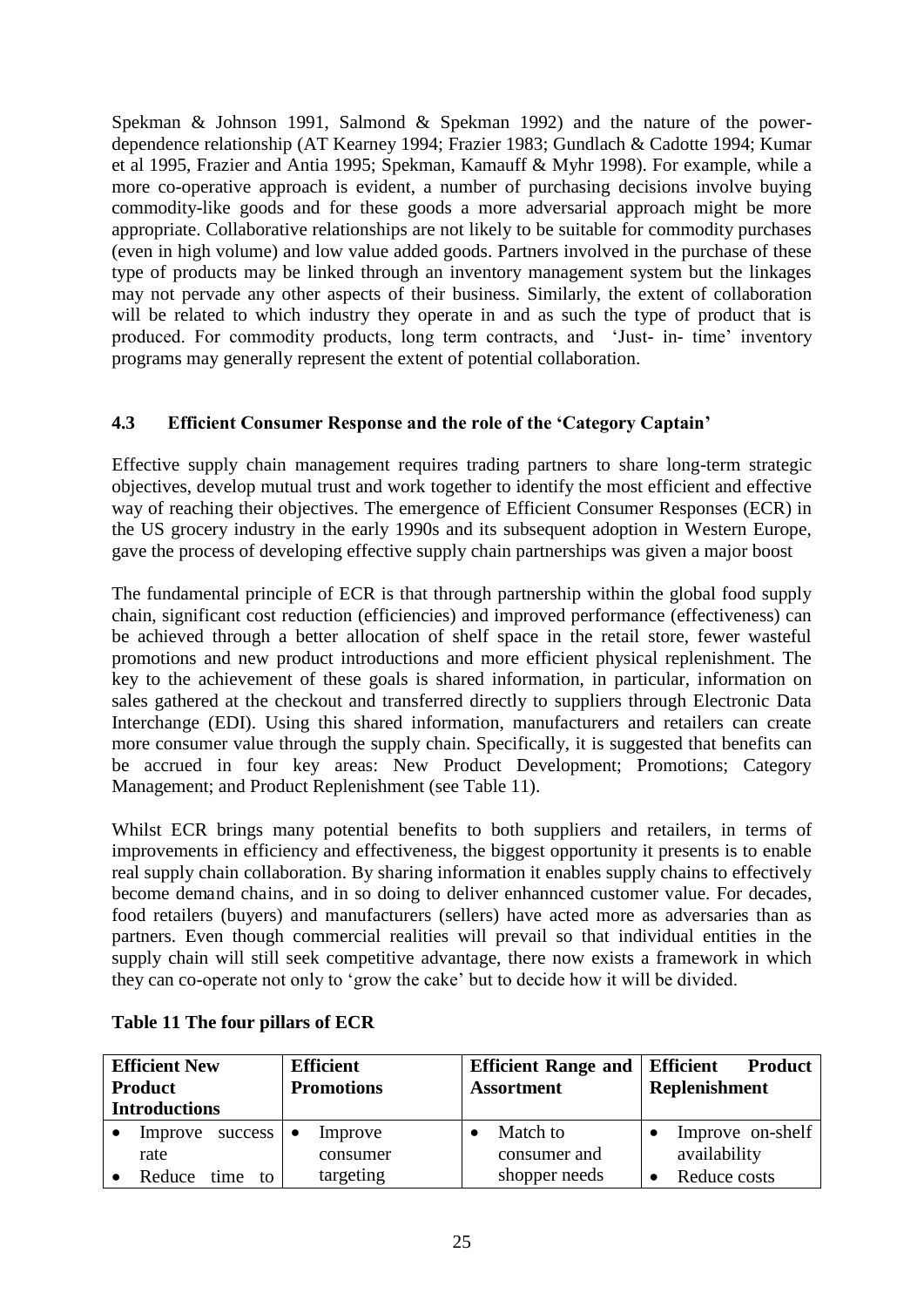Spekman & Johnson 1991, Salmond & Spekman 1992) and the nature of the power-dependence relationship (AT Kearney 1994; Frazier 1983; Gundlach & Cadotte 1994; Kumar et al 1995, Frazier and Antia 1995; Spekman, Kamauff & Myhr 1998). For example, while a more co-operative approach is evident, a number of purchasing decisions involve buying commodity-like goods and for these goods a more adversarial approach might be more appropriate. Collaborative relationships are not likely to be suitable for commodity purchases (even in high volume) and low value added goods. Partners involved in the purchase of these type of products may be linked through an inventory management system but the linkages may not pervade any other aspects of their business. Similarly, the extent of collaboration will be related to which industry they operate in and as such the type of product that is produced. For commodity products, long term contracts, and 'Just- in- time' inventory programs may generally represent the extent of potential collaboration.

### 4.3 Efficient Consumer Response and the role of the 'Category Captain'

Effective supply chain management requires trading partners to share long-term strategic objectives, develop mutual trust and work together to identify the most efficient and effective way of reaching their objectives. The emergence of Efficient Consumer Responses (ECR) in the US grocery industry in the early 1990s and its subsequent adoption in Western Europe, gave the process of developing effective supply chain partnerships was given a major boost

The fundamental principle of ECR is that through partnership within the global food supply chain, significant cost reduction (efficiencies) and improved performance (effectiveness) can be achieved through a better allocation of shelf space in the retail store, fewer wasteful promotions and new product introductions and more efficient physical replenishment. The key to the achievement of these goals is shared information, in particular, information on sales gathered at the checkout and transferred directly to suppliers through Electronic Data Interchange (EDI). Using this shared information, manufacturers and retailers can create more consumer value through the supply chain. Specifically, it is suggested that benefits can be accrued in four key areas: New Product Development; Promotions; Category Management; and Product Replenishment (see Table 11).

Whilst ECR brings many potential benefits to both suppliers and retailers, in terms of improvements in efficiency and effectiveness, the biggest opportunity it presents is to enable real supply chain collaboration. By sharing information it enables supply chains to effectively become demand chains, and in so doing to deliver enhannced customer value. For decades, food retailers (buyers) and manufacturers (sellers) have acted more as adversaries than as partners. Even though commercial realities will prevail so that individual entities in the supply chain will still seek competitive advantage, there now exists a framework in which they can co-operate not only to 'grow the cake' but to decide how it will be divided.

**Table 11 The four pillars of ECR**

| Efficient New Product Introductions | Efficient Promotions | Efficient Range and Assortment | Efficient Product Replenishment |
|---|---|---|---|
| • Improve success rate<br>• Reduce time to | • Improve consumer targeting | • Match to consumer and shopper needs | • Improve on-shelf availability<br>• Reduce costs |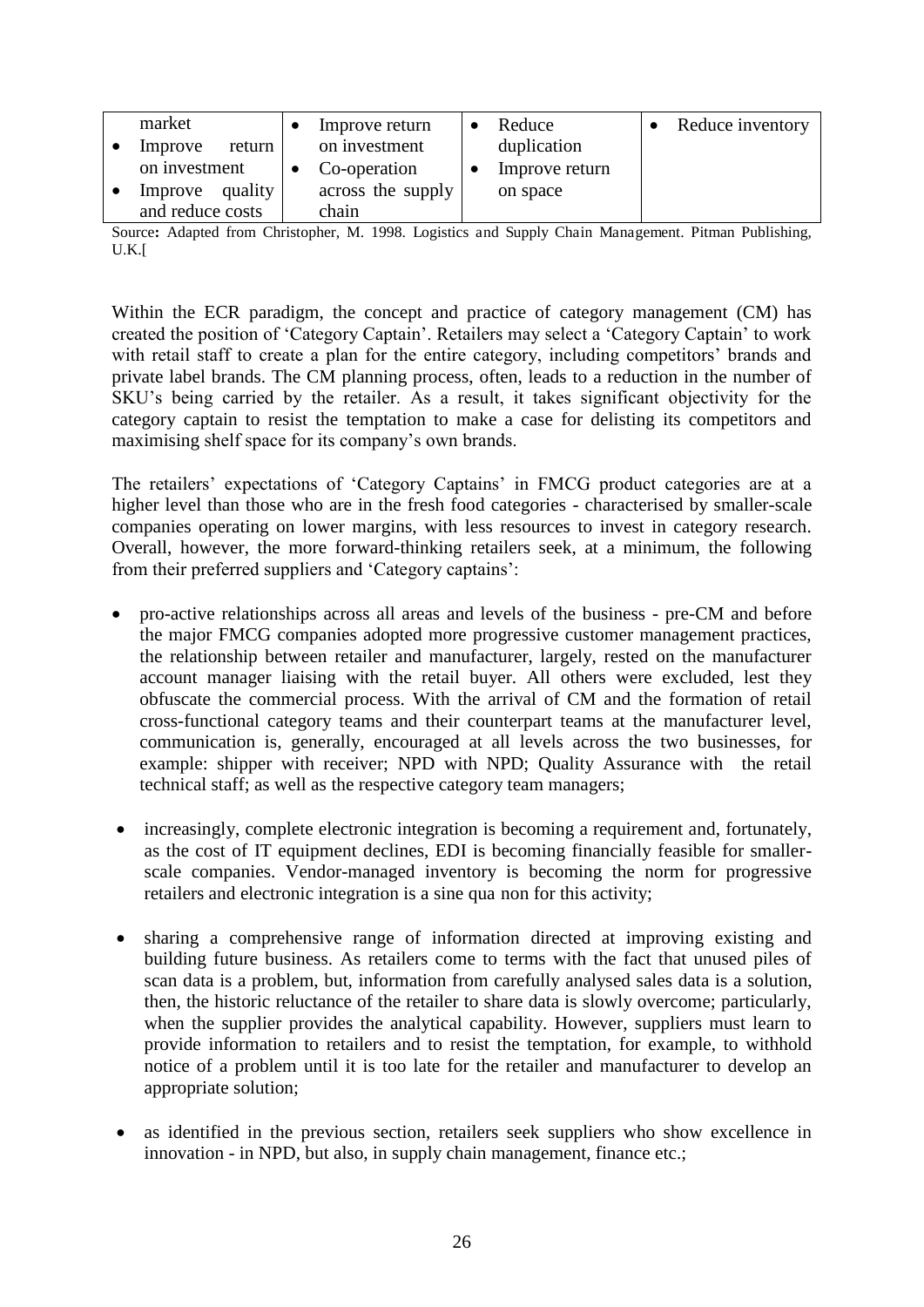| market<br>• Improve return on investment<br>• Improve quality and reduce costs | • Improve return on investment<br>• Co-operation across the supply chain | • Reduce duplication<br>• Improve return on space | • Reduce inventory |
|---|---|---|---|

Source: Adapted from Christopher, M. 1998. Logistics and Supply Chain Management. Pitman Publishing, U.K.[

Within the ECR paradigm, the concept and practice of category management (CM) has created the position of 'Category Captain'. Retailers may select a 'Category Captain' to work with retail staff to create a plan for the entire category, including competitors' brands and private label brands. The CM planning process, often, leads to a reduction in the number of SKU's being carried by the retailer. As a result, it takes significant objectivity for the category captain to resist the temptation to make a case for delisting its competitors and maximising shelf space for its company's own brands.

The retailers' expectations of 'Category Captains' in FMCG product categories are at a higher level than those who are in the fresh food categories - characterised by smaller-scale companies operating on lower margins, with less resources to invest in category research. Overall, however, the more forward-thinking retailers seek, at a minimum, the following from their preferred suppliers and 'Category captains':

- pro-active relationships across all areas and levels of the business - pre-CM and before the major FMCG companies adopted more progressive customer management practices, the relationship between retailer and manufacturer, largely, rested on the manufacturer account manager liaising with the retail buyer. All others were excluded, lest they obfuscate the commercial process. With the arrival of CM and the formation of retail cross-functional category teams and their counterpart teams at the manufacturer level, communication is, generally, encouraged at all levels across the two businesses, for example: shipper with receiver; NPD with NPD; Quality Assurance with the retail technical staff; as well as the respective category team managers;

- increasingly, complete electronic integration is becoming a requirement and, fortunately, as the cost of IT equipment declines, EDI is becoming financially feasible for smaller-scale companies. Vendor-managed inventory is becoming the norm for progressive retailers and electronic integration is a sine qua non for this activity;

- sharing a comprehensive range of information directed at improving existing and building future business. As retailers come to terms with the fact that unused piles of scan data is a problem, but, information from carefully analysed sales data is a solution, then, the historic reluctance of the retailer to share data is slowly overcome; particularly, when the supplier provides the analytical capability. However, suppliers must learn to provide information to retailers and to resist the temptation, for example, to withhold notice of a problem until it is too late for the retailer and manufacturer to develop an appropriate solution;

- as identified in the previous section, retailers seek suppliers who show excellence in innovation - in NPD, but also, in supply chain management, finance etc.;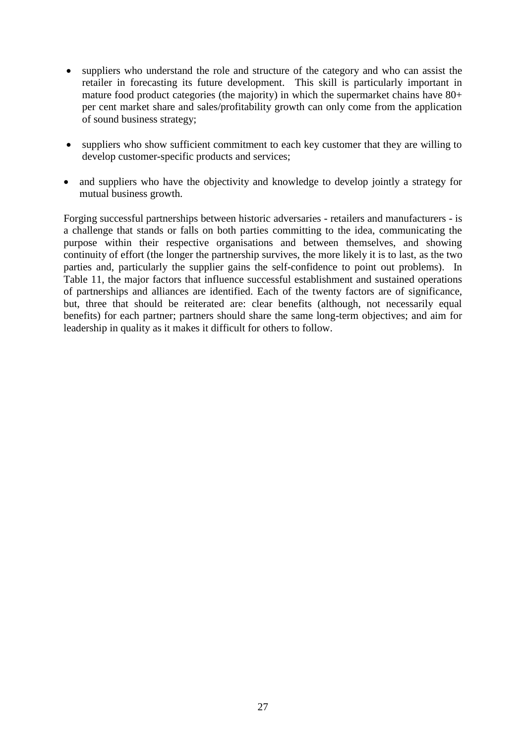- suppliers who understand the role and structure of the category and who can assist the retailer in forecasting its future development. This skill is particularly important in mature food product categories (the majority) in which the supermarket chains have 80+ per cent market share and sales/profitability growth can only come from the application of sound business strategy;

- suppliers who show sufficient commitment to each key customer that they are willing to develop customer-specific products and services;

- and suppliers who have the objectivity and knowledge to develop jointly a strategy for mutual business growth.

Forging successful partnerships between historic adversaries - retailers and manufacturers - is a challenge that stands or falls on both parties committing to the idea, communicating the purpose within their respective organisations and between themselves, and showing continuity of effort (the longer the partnership survives, the more likely it is to last, as the two parties and, particularly the supplier gains the self-confidence to point out problems). In Table 11, the major factors that influence successful establishment and sustained operations of partnerships and alliances are identified. Each of the twenty factors are of significance, but, three that should be reiterated are: clear benefits (although, not necessarily equal benefits) for each partner; partners should share the same long-term objectives; and aim for leadership in quality as it makes it difficult for others to follow.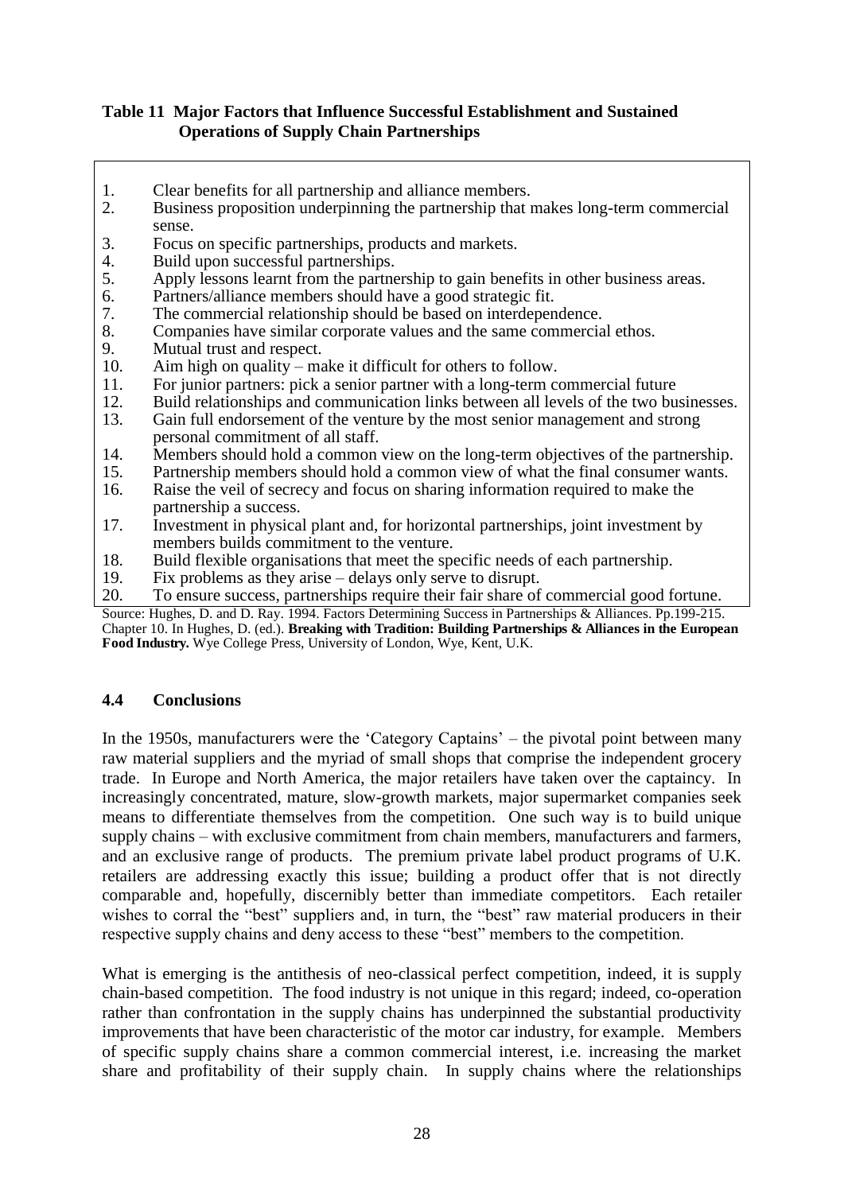**Table 11 Major Factors that Influence Successful Establishment and Sustained Operations of Supply Chain Partnerships**

1. Clear benefits for all partnership and alliance members.
2. Business proposition underpinning the partnership that makes long-term commercial sense.
3. Focus on specific partnerships, products and markets.
4. Build upon successful partnerships.
5. Apply lessons learnt from the partnership to gain benefits in other business areas.
6. Partners/alliance members should have a good strategic fit.
7. The commercial relationship should be based on interdependence.
8. Companies have similar corporate values and the same commercial ethos.
9. Mutual trust and respect.
10. Aim high on quality – make it difficult for others to follow.
11. For junior partners: pick a senior partner with a long-term commercial future
12. Build relationships and communication links between all levels of the two businesses.
13. Gain full endorsement of the venture by the most senior management and strong personal commitment of all staff.
14. Members should hold a common view on the long-term objectives of the partnership.
15. Partnership members should hold a common view of what the final consumer wants.
16. Raise the veil of secrecy and focus on sharing information required to make the partnership a success.
17. Investment in physical plant and, for horizontal partnerships, joint investment by members builds commitment to the venture.
18. Build flexible organisations that meet the specific needs of each partnership.
19. Fix problems as they arise – delays only serve to disrupt.
20. To ensure success, partnerships require their fair share of commercial good fortune.

Source: Hughes, D. and D. Ray. 1994. Factors Determining Success in Partnerships & Alliances. Pp.199-215. Chapter 10. In Hughes, D. (ed.). **Breaking with Tradition: Building Partnerships & Alliances in the European Food Industry.** Wye College Press, University of London, Wye, Kent, U.K.

### 4.4 Conclusions

In the 1950s, manufacturers were the 'Category Captains' – the pivotal point between many raw material suppliers and the myriad of small shops that comprise the independent grocery trade. In Europe and North America, the major retailers have taken over the captaincy. In increasingly concentrated, mature, slow-growth markets, major supermarket companies seek means to differentiate themselves from the competition. One such way is to build unique supply chains – with exclusive commitment from chain members, manufacturers and farmers, and an exclusive range of products. The premium private label product programs of U.K. retailers are addressing exactly this issue; building a product offer that is not directly comparable and, hopefully, discernibly better than immediate competitors. Each retailer wishes to corral the "best" suppliers and, in turn, the "best" raw material producers in their respective supply chains and deny access to these "best" members to the competition.

What is emerging is the antithesis of neo-classical perfect competition, indeed, it is supply chain-based competition. The food industry is not unique in this regard; indeed, co-operation rather than confrontation in the supply chains has underpinned the substantial productivity improvements that have been characteristic of the motor car industry, for example. Members of specific supply chains share a common commercial interest, i.e. increasing the market share and profitability of their supply chain. In supply chains where the relationships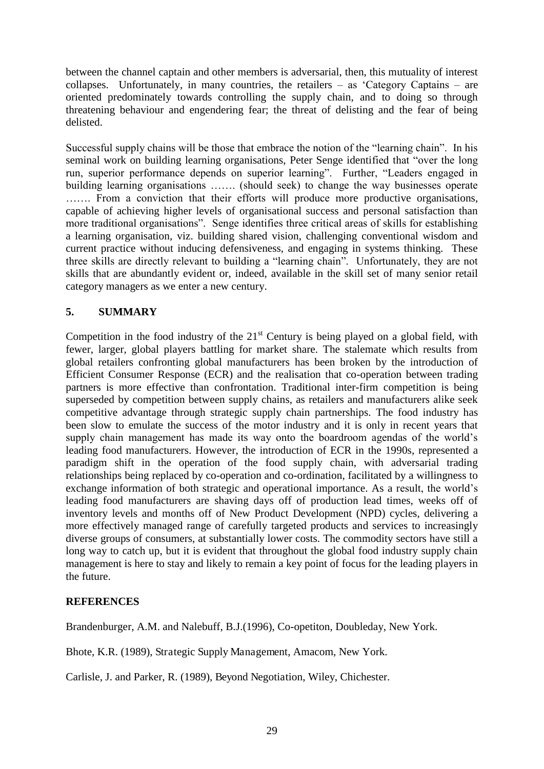between the channel captain and other members is adversarial, then, this mutuality of interest collapses. Unfortunately, in many countries, the retailers – as 'Category Captains – are oriented predominately towards controlling the supply chain, and to doing so through threatening behaviour and engendering fear; the threat of delisting and the fear of being delisted.

Successful supply chains will be those that embrace the notion of the "learning chain". In his seminal work on building learning organisations, Peter Senge identified that "over the long run, superior performance depends on superior learning". Further, "Leaders engaged in building learning organisations ……. (should seek) to change the way businesses operate ……. From a conviction that their efforts will produce more productive organisations, capable of achieving higher levels of organisational success and personal satisfaction than more traditional organisations". Senge identifies three critical areas of skills for establishing a learning organisation, viz. building shared vision, challenging conventional wisdom and current practice without inducing defensiveness, and engaging in systems thinking. These three skills are directly relevant to building a "learning chain". Unfortunately, they are not skills that are abundantly evident or, indeed, available in the skill set of many senior retail category managers as we enter a new century.

## 5. SUMMARY

Competition in the food industry of the 21st Century is being played on a global field, with fewer, larger, global players battling for market share. The stalemate which results from global retailers confronting global manufacturers has been broken by the introduction of Efficient Consumer Response (ECR) and the realisation that co-operation between trading partners is more effective than confrontation. Traditional inter-firm competition is being superseded by competition between supply chains, as retailers and manufacturers alike seek competitive advantage through strategic supply chain partnerships. The food industry has been slow to emulate the success of the motor industry and it is only in recent years that supply chain management has made its way onto the boardroom agendas of the world's leading food manufacturers. However, the introduction of ECR in the 1990s, represented a paradigm shift in the operation of the food supply chain, with adversarial trading relationships being replaced by co-operation and co-ordination, facilitated by a willingness to exchange information of both strategic and operational importance. As a result, the world's leading food manufacturers are shaving days off of production lead times, weeks off of inventory levels and months off of New Product Development (NPD) cycles, delivering a more effectively managed range of carefully targeted products and services to increasingly diverse groups of consumers, at substantially lower costs. The commodity sectors have still a long way to catch up, but it is evident that throughout the global food industry supply chain management is here to stay and likely to remain a key point of focus for the leading players in the future.

## REFERENCES

Brandenburger, A.M. and Nalebuff, B.J.(1996), Co-opetiton, Doubleday, New York.

Bhote, K.R. (1989), Strategic Supply Management, Amacom, New York.

Carlisle, J. and Parker, R. (1989), Beyond Negotiation, Wiley, Chichester.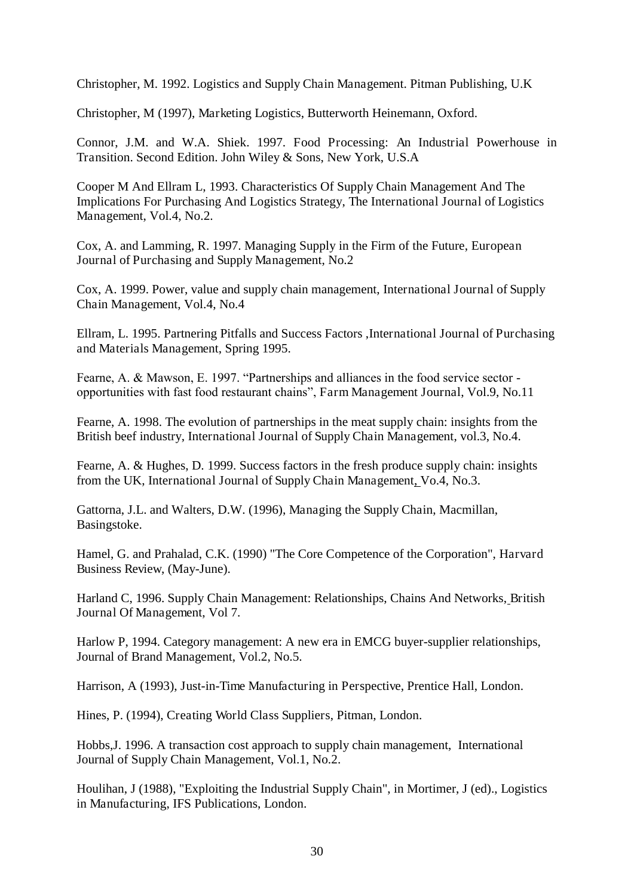Christopher, M. 1992. Logistics and Supply Chain Management. Pitman Publishing, U.K

Christopher, M (1997), Marketing Logistics, Butterworth Heinemann, Oxford.

Connor, J.M. and W.A. Shiek. 1997. Food Processing: An Industrial Powerhouse in Transition. Second Edition. John Wiley & Sons, New York, U.S.A

Cooper M And Ellram L, 1993. Characteristics Of Supply Chain Management And The Implications For Purchasing And Logistics Strategy, The International Journal of Logistics Management, Vol.4, No.2.

Cox, A. and Lamming, R. 1997. Managing Supply in the Firm of the Future, European Journal of Purchasing and Supply Management, No.2

Cox, A. 1999. Power, value and supply chain management, International Journal of Supply Chain Management, Vol.4, No.4

Ellram, L. 1995. Partnering Pitfalls and Success Factors ,International Journal of Purchasing and Materials Management, Spring 1995.

Fearne, A. & Mawson, E. 1997. "Partnerships and alliances in the food service sector - opportunities with fast food restaurant chains", Farm Management Journal, Vol.9, No.11

Fearne, A. 1998. The evolution of partnerships in the meat supply chain: insights from the British beef industry, International Journal of Supply Chain Management, vol.3, No.4.

Fearne, A. & Hughes, D. 1999. Success factors in the fresh produce supply chain: insights from the UK, International Journal of Supply Chain Management, Vo.4, No.3.

Gattorna, J.L. and Walters, D.W. (1996), Managing the Supply Chain, Macmillan, Basingstoke.

Hamel, G. and Prahalad, C.K. (1990) "The Core Competence of the Corporation", Harvard Business Review, (May-June).

Harland C, 1996. Supply Chain Management: Relationships, Chains And Networks, British Journal Of Management, Vol 7.

Harlow P, 1994. Category management: A new era in EMCG buyer-supplier relationships, Journal of Brand Management, Vol.2, No.5.

Harrison, A (1993), Just-in-Time Manufacturing in Perspective, Prentice Hall, London.

Hines, P. (1994), Creating World Class Suppliers, Pitman, London.

Hobbs,J. 1996. A transaction cost approach to supply chain management, International Journal of Supply Chain Management, Vol.1, No.2.

Houlihan, J (1988), "Exploiting the Industrial Supply Chain", in Mortimer, J (ed)., Logistics in Manufacturing, IFS Publications, London.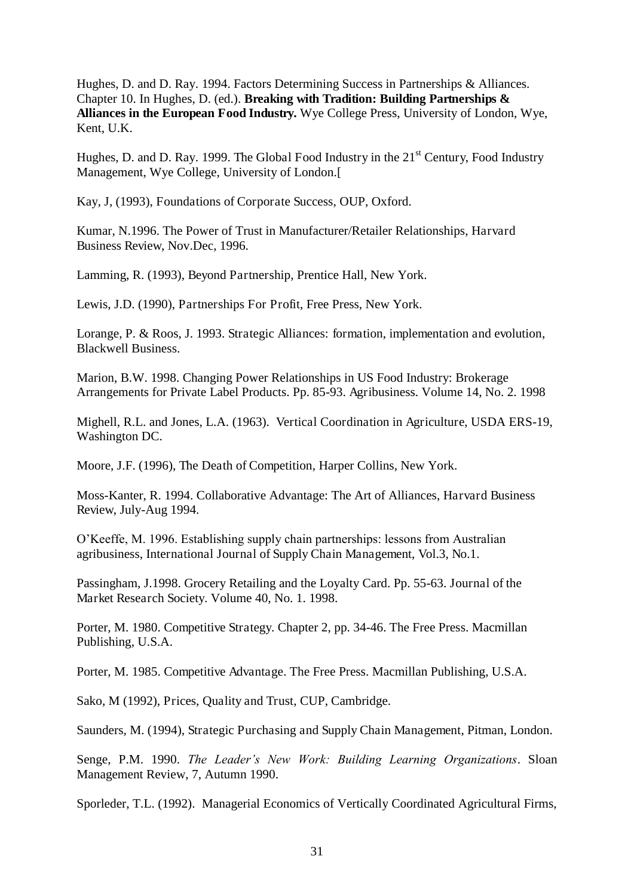Hughes, D. and D. Ray. 1994. Factors Determining Success in Partnerships & Alliances. Chapter 10. In Hughes, D. (ed.). **Breaking with Tradition: Building Partnerships & Alliances in the European Food Industry.** Wye College Press, University of London, Wye, Kent, U.K.

Hughes, D. and D. Ray. 1999. The Global Food Industry in the 21st Century, Food Industry Management, Wye College, University of London.[

Kay, J, (1993), Foundations of Corporate Success, OUP, Oxford.

Kumar, N.1996. The Power of Trust in Manufacturer/Retailer Relationships, Harvard Business Review, Nov.Dec, 1996.

Lamming, R. (1993), Beyond Partnership, Prentice Hall, New York.

Lewis, J.D. (1990), Partnerships For Profit, Free Press, New York.

Lorange, P. & Roos, J. 1993. Strategic Alliances: formation, implementation and evolution, Blackwell Business.

Marion, B.W. 1998. Changing Power Relationships in US Food Industry: Brokerage Arrangements for Private Label Products. Pp. 85-93. Agribusiness. Volume 14, No. 2. 1998

Mighell, R.L. and Jones, L.A. (1963). Vertical Coordination in Agriculture, USDA ERS-19, Washington DC.

Moore, J.F. (1996), The Death of Competition, Harper Collins, New York.

Moss-Kanter, R. 1994. Collaborative Advantage: The Art of Alliances, Harvard Business Review, July-Aug 1994.

O'Keeffe, M. 1996. Establishing supply chain partnerships: lessons from Australian agribusiness, International Journal of Supply Chain Management, Vol.3, No.1.

Passingham, J.1998. Grocery Retailing and the Loyalty Card. Pp. 55-63. Journal of the Market Research Society. Volume 40, No. 1. 1998.

Porter, M. 1980. Competitive Strategy. Chapter 2, pp. 34-46. The Free Press. Macmillan Publishing, U.S.A.

Porter, M. 1985. Competitive Advantage. The Free Press. Macmillan Publishing, U.S.A.

Sako, M (1992), Prices, Quality and Trust, CUP, Cambridge.

Saunders, M. (1994), Strategic Purchasing and Supply Chain Management, Pitman, London.

Senge, P.M. 1990. *The Leader's New Work: Building Learning Organizations*. Sloan Management Review, 7, Autumn 1990.

Sporleder, T.L. (1992). Managerial Economics of Vertically Coordinated Agricultural Firms,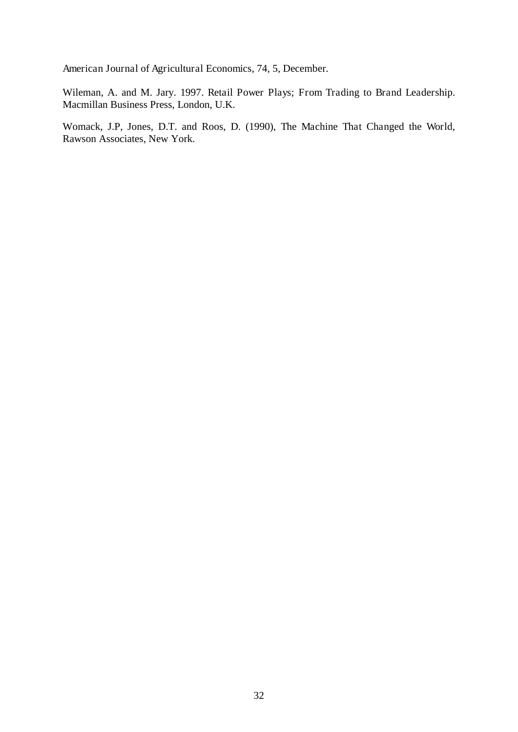American Journal of Agricultural Economics, 74, 5, December.

Wileman, A. and M. Jary. 1997. Retail Power Plays; From Trading to Brand Leadership. Macmillan Business Press, London, U.K.

Womack, J.P, Jones, D.T. and Roos, D. (1990), The Machine That Changed the World, Rawson Associates, New York.